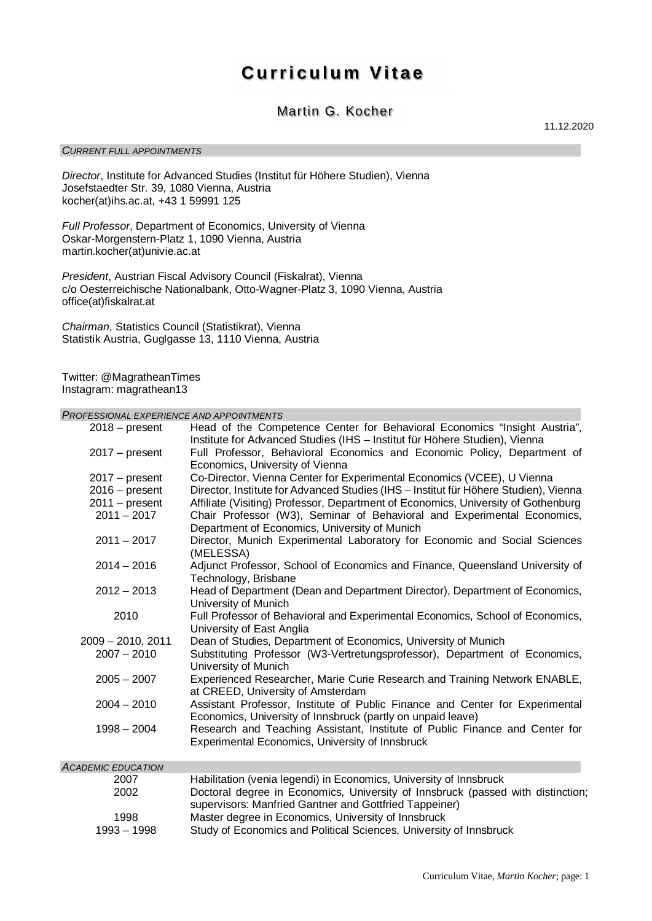# Curriculum Vitae

## Martin G. Kocher

11.12.2020

### *CURRENT FULL APPOINTMENTS*

*Director*, Institute for Advanced Studies (Institut für Höhere Studien), Vienna
Josefstaedter Str. 39, 1080 Vienna, Austria
kocher(at)ihs.ac.at, +43 1 59991 125

*Full Professor*, Department of Economics, University of Vienna
Oskar-Morgenstern-Platz 1, 1090 Vienna, Austria
martin.kocher(at)univie.ac.at

*President*, Austrian Fiscal Advisory Council (Fiskalrat), Vienna
c/o Oesterreichische Nationalbank, Otto-Wagner-Platz 3, 1090 Vienna, Austria
office(at)fiskalrat.at

*Chairman*, Statistics Council (Statistikrat), Vienna
Statistik Austria, Guglgasse 13, 1110 Vienna, Austria

Twitter: @MagratheanTimes
Instagram: magrathean13

### *PROFESSIONAL EXPERIENCE AND APPOINTMENTS*

| | |
|---|---|
| 2018 – present | Head of the Competence Center for Behavioral Economics "Insight Austria", Institute for Advanced Studies (IHS – Institut für Höhere Studien), Vienna |
| 2017 – present | Full Professor, Behavioral Economics and Economic Policy, Department of Economics, University of Vienna |
| 2017 – present | Co-Director, Vienna Center for Experimental Economics (VCEE), U Vienna |
| 2016 – present | Director, Institute for Advanced Studies (IHS – Institut für Höhere Studien), Vienna |
| 2011 – present | Affiliate (Visiting) Professor, Department of Economics, University of Gothenburg |
| 2011 – 2017 | Chair Professor (W3), Seminar of Behavioral and Experimental Economics, Department of Economics, University of Munich |
| 2011 – 2017 | Director, Munich Experimental Laboratory for Economic and Social Sciences (MELESSA) |
| 2014 – 2016 | Adjunct Professor, School of Economics and Finance, Queensland University of Technology, Brisbane |
| 2012 – 2013 | Head of Department (Dean and Department Director), Department of Economics, University of Munich |
| 2010 | Full Professor of Behavioral and Experimental Economics, School of Economics, University of East Anglia |
| 2009 – 2010, 2011 | Dean of Studies, Department of Economics, University of Munich |
| 2007 – 2010 | Substituting Professor (W3-Vertretungsprofessor), Department of Economics, University of Munich |
| 2005 – 2007 | Experienced Researcher, Marie Curie Research and Training Network ENABLE, at CREED, University of Amsterdam |
| 2004 – 2010 | Assistant Professor, Institute of Public Finance and Center for Experimental Economics, University of Innsbruck (partly on unpaid leave) |
| 1998 – 2004 | Research and Teaching Assistant, Institute of Public Finance and Center for Experimental Economics, University of Innsbruck |

### *ACADEMIC EDUCATION*

| | |
|---|---|
| 2007 | Habilitation (venia legendi) in Economics, University of Innsbruck |
| 2002 | Doctoral degree in Economics, University of Innsbruck (passed with distinction; supervisors: Manfried Gantner and Gottfried Tappeiner) |
| 1998 | Master degree in Economics, University of Innsbruck |
| 1993 – 1998 | Study of Economics and Political Sciences, University of Innsbruck |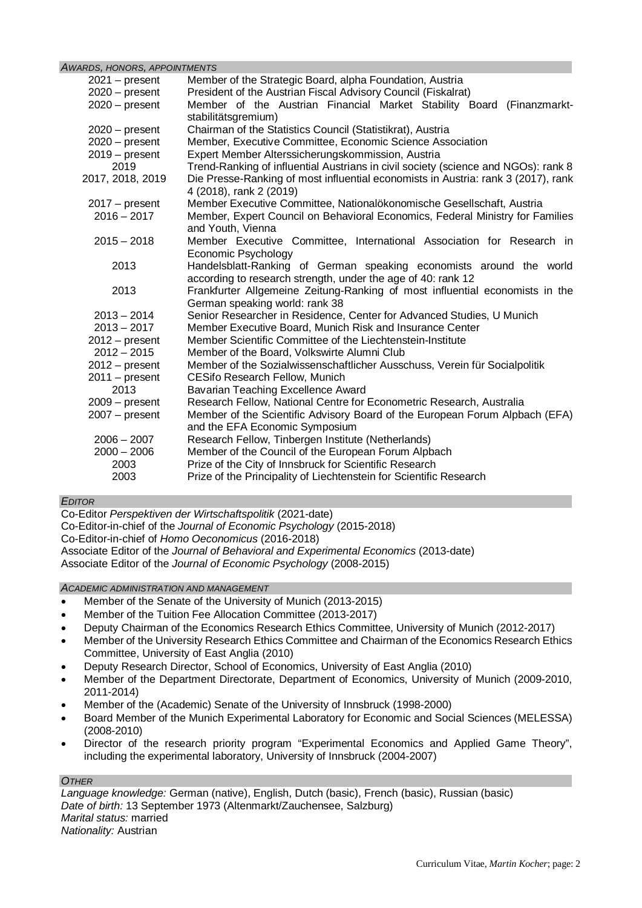## *Awards, Honors, Appointments*

| | |
|---|---|
| 2021 – present | Member of the Strategic Board, alpha Foundation, Austria |
| 2020 – present | President of the Austrian Fiscal Advisory Council (Fiskalrat) |
| 2020 – present | Member of the Austrian Financial Market Stability Board (Finanzmarkt-stabilitätsgremium) |
| 2020 – present | Chairman of the Statistics Council (Statistikrat), Austria |
| 2020 – present | Member, Executive Committee, Economic Science Association |
| 2019 – present | Expert Member Alterssicherungskommission, Austria |
| 2019 | Trend-Ranking of influential Austrians in civil society (science and NGOs): rank 8 |
| 2017, 2018, 2019 | Die Presse-Ranking of most influential economists in Austria: rank 3 (2017), rank 4 (2018), rank 2 (2019) |
| 2017 – present | Member Executive Committee, Nationalökonomische Gesellschaft, Austria |
| 2016 – 2017 | Member, Expert Council on Behavioral Economics, Federal Ministry for Families and Youth, Vienna |
| 2015 – 2018 | Member Executive Committee, International Association for Research in Economic Psychology |
| 2013 | Handelsblatt-Ranking of German speaking economists around the world according to research strength, under the age of 40: rank 12 |
| 2013 | Frankfurter Allgemeine Zeitung-Ranking of most influential economists in the German speaking world: rank 38 |
| 2013 – 2014 | Senior Researcher in Residence, Center for Advanced Studies, U Munich |
| 2013 – 2017 | Member Executive Board, Munich Risk and Insurance Center |
| 2012 – present | Member Scientific Committee of the Liechtenstein-Institute |
| 2012 – 2015 | Member of the Board, Volkswirte Alumni Club |
| 2012 – present | Member of the Sozialwissenschaftlicher Ausschuss, Verein für Socialpolitik |
| 2011 – present | CESifo Research Fellow, Munich |
| 2013 | Bavarian Teaching Excellence Award |
| 2009 – present | Research Fellow, National Centre for Econometric Research, Australia |
| 2007 – present | Member of the Scientific Advisory Board of the European Forum Alpbach (EFA) and the EFA Economic Symposium |
| 2006 – 2007 | Research Fellow, Tinbergen Institute (Netherlands) |
| 2000 – 2006 | Member of the Council of the European Forum Alpbach |
| 2003 | Prize of the City of Innsbruck for Scientific Research |
| 2003 | Prize of the Principality of Liechtenstein for Scientific Research |

## *Editor*

Co-Editor *Perspektiven der Wirtschaftspolitik* (2021-date)
Co-Editor-in-chief of the *Journal of Economic Psychology* (2015-2018)
Co-Editor-in-chief of *Homo Oeconomicus* (2016-2018)
Associate Editor of the *Journal of Behavioral and Experimental Economics* (2013-date)
Associate Editor of the *Journal of Economic Psychology* (2008-2015)

## *Academic Administration and Management*

- Member of the Senate of the University of Munich (2013-2015)
- Member of the Tuition Fee Allocation Committee (2013-2017)
- Deputy Chairman of the Economics Research Ethics Committee, University of Munich (2012-2017)
- Member of the University Research Ethics Committee and Chairman of the Economics Research Ethics Committee, University of East Anglia (2010)
- Deputy Research Director, School of Economics, University of East Anglia (2010)
- Member of the Department Directorate, Department of Economics, University of Munich (2009-2010, 2011-2014)
- Member of the (Academic) Senate of the University of Innsbruck (1998-2000)
- Board Member of the Munich Experimental Laboratory for Economic and Social Sciences (MELESSA) (2008-2010)
- Director of the research priority program "Experimental Economics and Applied Game Theory", including the experimental laboratory, University of Innsbruck (2004-2007)

## *Other*

*Language knowledge:* German (native), English, Dutch (basic), French (basic), Russian (basic)
*Date of birth:* 13 September 1973 (Altenmarkt/Zauchensee, Salzburg)
*Marital status:* married
*Nationality:* Austrian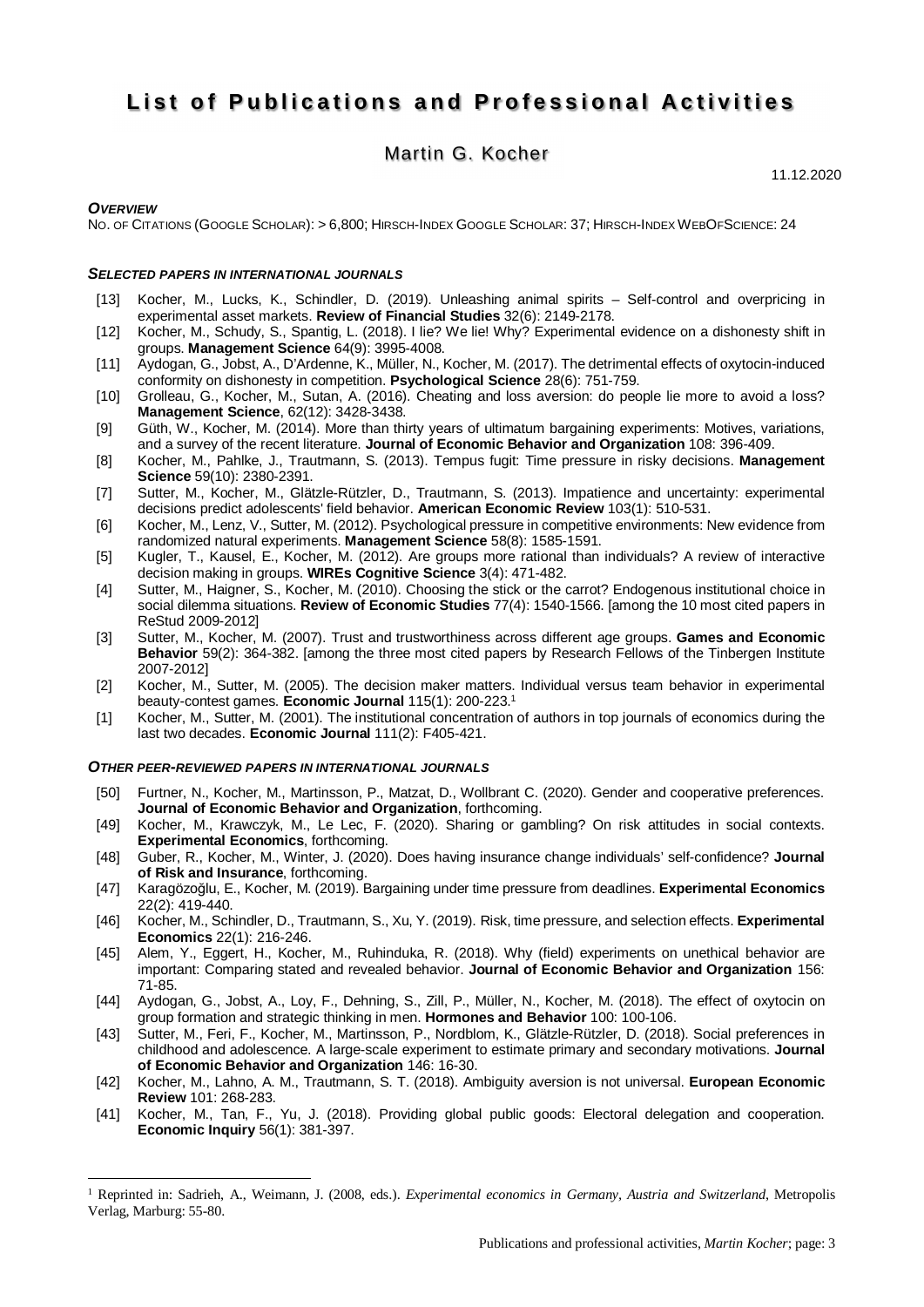# List of Publications and Professional Activities

## Martin G. Kocher

11.12.2020

### *OVERVIEW*

NO. OF CITATIONS (GOOGLE SCHOLAR): > 6,800; HIRSCH-INDEX GOOGLE SCHOLAR: 37; HIRSCH-INDEX WEBOFSCIENCE: 24

### *SELECTED PAPERS IN INTERNATIONAL JOURNALS*

- [13] Kocher, M., Lucks, K., Schindler, D. (2019). Unleashing animal spirits – Self-control and overpricing in experimental asset markets. **Review of Financial Studies** 32(6): 2149-2178.
- [12] Kocher, M., Schudy, S., Spantig, L. (2018). I lie? We lie! Why? Experimental evidence on a dishonesty shift in groups. **Management Science** 64(9): 3995-4008.
- [11] Aydogan, G., Jobst, A., D'Ardenne, K., Müller, N., Kocher, M. (2017). The detrimental effects of oxytocin-induced conformity on dishonesty in competition. **Psychological Science** 28(6): 751-759.
- [10] Grolleau, G., Kocher, M., Sutan, A. (2016). Cheating and loss aversion: do people lie more to avoid a loss? **Management Science**, 62(12): 3428-3438.
- [9] Güth, W., Kocher, M. (2014). More than thirty years of ultimatum bargaining experiments: Motives, variations, and a survey of the recent literature. **Journal of Economic Behavior and Organization** 108: 396-409.
- [8] Kocher, M., Pahlke, J., Trautmann, S. (2013). Tempus fugit: Time pressure in risky decisions. **Management Science** 59(10): 2380-2391.
- [7] Sutter, M., Kocher, M., Glätzle-Rützler, D., Trautmann, S. (2013). Impatience and uncertainty: experimental decisions predict adolescents' field behavior. **American Economic Review** 103(1): 510-531.
- [6] Kocher, M., Lenz, V., Sutter, M. (2012). Psychological pressure in competitive environments: New evidence from randomized natural experiments. **Management Science** 58(8): 1585-1591.
- [5] Kugler, T., Kausel, E., Kocher, M. (2012). Are groups more rational than individuals? A review of interactive decision making in groups. **WIREs Cognitive Science** 3(4): 471-482.
- [4] Sutter, M., Haigner, S., Kocher, M. (2010). Choosing the stick or the carrot? Endogenous institutional choice in social dilemma situations. **Review of Economic Studies** 77(4): 1540-1566. [among the 10 most cited papers in ReStud 2009-2012]
- [3] Sutter, M., Kocher, M. (2007). Trust and trustworthiness across different age groups. **Games and Economic Behavior** 59(2): 364-382. [among the three most cited papers by Research Fellows of the Tinbergen Institute 2007-2012]
- [2] Kocher, M., Sutter, M. (2005). The decision maker matters. Individual versus team behavior in experimental beauty-contest games. **Economic Journal** 115(1): 200-223.[1]
- [1] Kocher, M., Sutter, M. (2001). The institutional concentration of authors in top journals of economics during the last two decades. **Economic Journal** 111(2): F405-421.

### *OTHER PEER-REVIEWED PAPERS IN INTERNATIONAL JOURNALS*

- [50] Furtner, N., Kocher, M., Martinsson, P., Matzat, D., Wollbrant C. (2020). Gender and cooperative preferences. **Journal of Economic Behavior and Organization**, forthcoming.
- [49] Kocher, M., Krawczyk, M., Le Lec, F. (2020). Sharing or gambling? On risk attitudes in social contexts. **Experimental Economics**, forthcoming.
- [48] Guber, R., Kocher, M., Winter, J. (2020). Does having insurance change individuals' self-confidence? **Journal of Risk and Insurance**, forthcoming.
- [47] Karagözoğlu, E., Kocher, M. (2019). Bargaining under time pressure from deadlines. **Experimental Economics** 22(2): 419-440.
- [46] Kocher, M., Schindler, D., Trautmann, S., Xu, Y. (2019). Risk, time pressure, and selection effects. **Experimental Economics** 22(1): 216-246.
- [45] Alem, Y., Eggert, H., Kocher, M., Ruhinduka, R. (2018). Why (field) experiments on unethical behavior are important: Comparing stated and revealed behavior. **Journal of Economic Behavior and Organization** 156: 71-85.
- [44] Aydogan, G., Jobst, A., Loy, F., Dehning, S., Zill, P., Müller, N., Kocher, M. (2018). The effect of oxytocin on group formation and strategic thinking in men. **Hormones and Behavior** 100: 100-106.
- [43] Sutter, M., Feri, F., Kocher, M., Martinsson, P., Nordblom, K., Glätzle-Rützler, D. (2018). Social preferences in childhood and adolescence. A large-scale experiment to estimate primary and secondary motivations. **Journal of Economic Behavior and Organization** 146: 16-30.
- [42] Kocher, M., Lahno, A. M., Trautmann, S. T. (2018). Ambiguity aversion is not universal. **European Economic Review** 101: 268-283.
- [41] Kocher, M., Tan, F., Yu, J. (2018). Providing global public goods: Electoral delegation and cooperation. **Economic Inquiry** 56(1): 381-397.

[1] Reprinted in: Sadrieh, A., Weimann, J. (2008, eds.). *Experimental economics in Germany, Austria and Switzerland*, Metropolis Verlag, Marburg: 55-80.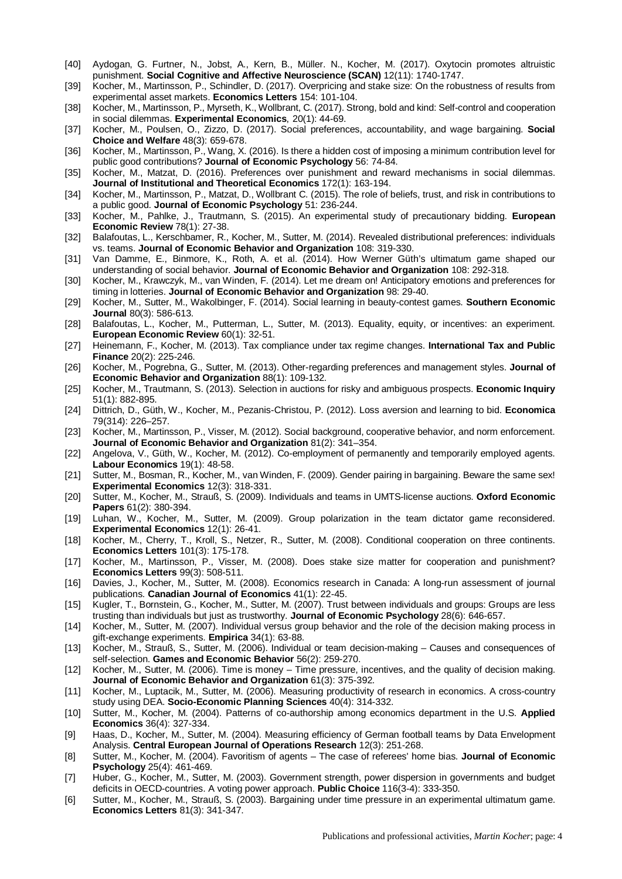[40] Aydogan, G. Furtner, N., Jobst, A., Kern, B., Müller. N., Kocher, M. (2017). Oxytocin promotes altruistic punishment. **Social Cognitive and Affective Neuroscience (SCAN)** 12(11): 1740-1747.

[39] Kocher, M., Martinsson, P., Schindler, D. (2017). Overpricing and stake size: On the robustness of results from experimental asset markets. **Economics Letters** 154: 101-104.

[38] Kocher, M., Martinsson, P., Myrseth, K., Wollbrant, C. (2017). Strong, bold and kind: Self-control and cooperation in social dilemmas. **Experimental Economics**, 20(1): 44-69.

[37] Kocher, M., Poulsen, O., Zizzo, D. (2017). Social preferences, accountability, and wage bargaining. **Social Choice and Welfare** 48(3): 659-678.

[36] Kocher, M., Martinsson, P., Wang, X. (2016). Is there a hidden cost of imposing a minimum contribution level for public good contributions? **Journal of Economic Psychology** 56: 74-84.

[35] Kocher, M., Matzat, D. (2016). Preferences over punishment and reward mechanisms in social dilemmas. **Journal of Institutional and Theoretical Economics** 172(1): 163-194.

[34] Kocher, M., Martinsson, P., Matzat, D., Wollbrant C. (2015). The role of beliefs, trust, and risk in contributions to a public good. **Journal of Economic Psychology** 51: 236-244.

[33] Kocher, M., Pahlke, J., Trautmann, S. (2015). An experimental study of precautionary bidding. **European Economic Review** 78(1): 27-38.

[32] Balafoutas, L., Kerschbamer, R., Kocher, M., Sutter, M. (2014). Revealed distributional preferences: individuals vs. teams. **Journal of Economic Behavior and Organization** 108: 319-330.

[31] Van Damme, E., Binmore, K., Roth, A. et al. (2014). How Werner Güth's ultimatum game shaped our understanding of social behavior. **Journal of Economic Behavior and Organization** 108: 292-318.

[30] Kocher, M., Krawczyk, M., van Winden, F. (2014). Let me dream on! Anticipatory emotions and preferences for timing in lotteries. **Journal of Economic Behavior and Organization** 98: 29-40.

[29] Kocher, M., Sutter, M., Wakolbinger, F. (2014). Social learning in beauty-contest games. **Southern Economic Journal** 80(3): 586-613.

[28] Balafoutas, L., Kocher, M., Putterman, L., Sutter, M. (2013). Equality, equity, or incentives: an experiment. **European Economic Review** 60(1): 32-51.

[27] Heinemann, F., Kocher, M. (2013). Tax compliance under tax regime changes. **International Tax and Public Finance** 20(2): 225-246.

[26] Kocher, M., Pogrebna, G., Sutter, M. (2013). Other-regarding preferences and management styles. **Journal of Economic Behavior and Organization** 88(1): 109-132.

[25] Kocher, M., Trautmann, S. (2013). Selection in auctions for risky and ambiguous prospects. **Economic Inquiry** 51(1): 882-895.

[24] Dittrich, D., Güth, W., Kocher, M., Pezanis-Christou, P. (2012). Loss aversion and learning to bid. **Economica** 79(314): 226–257.

[23] Kocher, M., Martinsson, P., Visser, M. (2012). Social background, cooperative behavior, and norm enforcement. **Journal of Economic Behavior and Organization** 81(2): 341–354.

[22] Angelova, V., Güth, W., Kocher, M. (2012). Co-employment of permanently and temporarily employed agents. **Labour Economics** 19(1): 48-58.

[21] Sutter, M., Bosman, R., Kocher, M., van Winden, F. (2009). Gender pairing in bargaining. Beware the same sex! **Experimental Economics** 12(3): 318-331.

[20] Sutter, M., Kocher, M., Strauß, S. (2009). Individuals and teams in UMTS-license auctions. **Oxford Economic Papers** 61(2): 380-394.

[19] Luhan, W., Kocher, M., Sutter, M. (2009). Group polarization in the team dictator game reconsidered. **Experimental Economics** 12(1): 26-41.

[18] Kocher, M., Cherry, T., Kroll, S., Netzer, R., Sutter, M. (2008). Conditional cooperation on three continents. **Economics Letters** 101(3): 175-178.

[17] Kocher, M., Martinsson, P., Visser, M. (2008). Does stake size matter for cooperation and punishment? **Economics Letters** 99(3): 508-511.

[16] Davies, J., Kocher, M., Sutter, M. (2008). Economics research in Canada: A long-run assessment of journal publications. **Canadian Journal of Economics** 41(1): 22-45.

[15] Kugler, T., Bornstein, G., Kocher, M., Sutter, M. (2007). Trust between individuals and groups: Groups are less trusting than individuals but just as trustworthy. **Journal of Economic Psychology** 28(6): 646-657.

[14] Kocher, M., Sutter, M. (2007). Individual versus group behavior and the role of the decision making process in gift-exchange experiments. **Empirica** 34(1): 63-88.

[13] Kocher, M., Strauß, S., Sutter, M. (2006). Individual or team decision-making – Causes and consequences of self-selection. **Games and Economic Behavior** 56(2): 259-270.

[12] Kocher, M., Sutter, M. (2006). Time is money – Time pressure, incentives, and the quality of decision making. **Journal of Economic Behavior and Organization** 61(3): 375-392.

[11] Kocher, M., Luptacik, M., Sutter, M. (2006). Measuring productivity of research in economics. A cross-country study using DEA. **Socio-Economic Planning Sciences** 40(4): 314-332.

[10] Sutter, M., Kocher, M. (2004). Patterns of co-authorship among economics department in the U.S. **Applied Economics** 36(4): 327-334.

[9] Haas, D., Kocher, M., Sutter, M. (2004). Measuring efficiency of German football teams by Data Envelopment Analysis. **Central European Journal of Operations Research** 12(3): 251-268.

[8] Sutter, M., Kocher, M. (2004). Favoritism of agents – The case of referees' home bias. **Journal of Economic Psychology** 25(4): 461-469.

[7] Huber, G., Kocher, M., Sutter, M. (2003). Government strength, power dispersion in governments and budget deficits in OECD-countries. A voting power approach. **Public Choice** 116(3-4): 333-350.

[6] Sutter, M., Kocher, M., Strauß, S. (2003). Bargaining under time pressure in an experimental ultimatum game. **Economics Letters** 81(3): 341-347.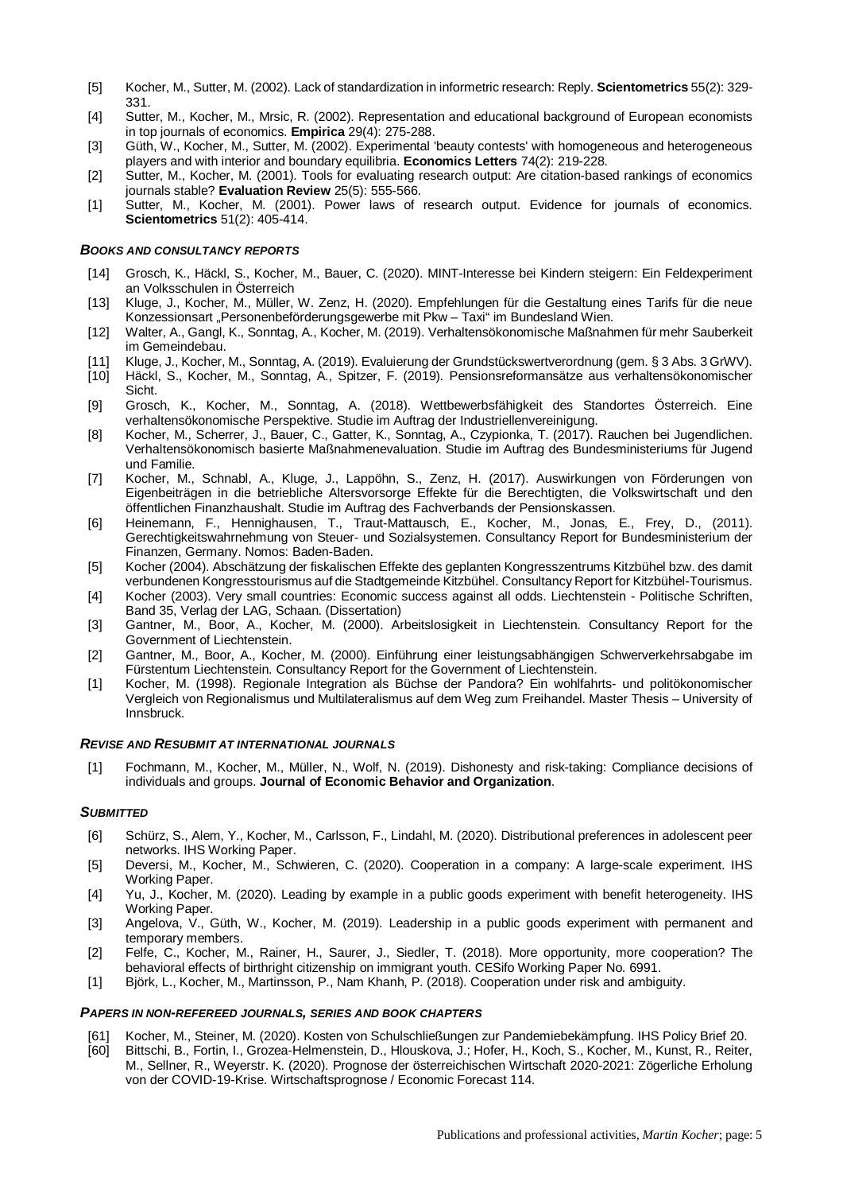[5] Kocher, M., Sutter, M. (2002). Lack of standardization in informetric research: Reply. **Scientometrics** 55(2): 329-331.

[4] Sutter, M., Kocher, M., Mrsic, R. (2002). Representation and educational background of European economists in top journals of economics. **Empirica** 29(4): 275-288.

[3] Güth, W., Kocher, M., Sutter, M. (2002). Experimental 'beauty contests' with homogeneous and heterogeneous players and with interior and boundary equilibria. **Economics Letters** 74(2): 219-228.

[2] Sutter, M., Kocher, M. (2001). Tools for evaluating research output: Are citation-based rankings of economics journals stable? **Evaluation Review** 25(5): 555-566.

[1] Sutter, M., Kocher, M. (2001). Power laws of research output. Evidence for journals of economics. **Scientometrics** 51(2): 405-414.

### *BOOKS AND CONSULTANCY REPORTS*

[14] Grosch, K., Häckl, S., Kocher, M., Bauer, C. (2020). MINT-Interesse bei Kindern steigern: Ein Feldexperiment an Volksschulen in Österreich

[13] Kluge, J., Kocher, M., Müller, W. Zenz, H. (2020). Empfehlungen für die Gestaltung eines Tarifs für die neue Konzessionsart „Personenbeförderungsgewerbe mit Pkw – Taxi" im Bundesland Wien.

[12] Walter, A., Gangl, K., Sonntag, A., Kocher, M. (2019). Verhaltensökonomische Maßnahmen für mehr Sauberkeit im Gemeindebau.

[11] Kluge, J., Kocher, M., Sonntag, A. (2019). Evaluierung der Grundstückswertverordnung (gem. § 3 Abs. 3 GrWV).

[10] Häckl, S., Kocher, M., Sonntag, A., Spitzer, F. (2019). Pensionsreformansätze aus verhaltensökonomischer Sicht.

[9] Grosch, K., Kocher, M., Sonntag, A. (2018). Wettbewerbsfähigkeit des Standortes Österreich. Eine verhaltensökonomische Perspektive. Studie im Auftrag der Industriellenvereinigung.

[8] Kocher, M., Scherrer, J., Bauer, C., Gatter, K., Sonntag, A., Czypionka, T. (2017). Rauchen bei Jugendlichen. Verhaltensökonomisch basierte Maßnahmenevaluation. Studie im Auftrag des Bundesministeriums für Jugend und Familie.

[7] Kocher, M., Schnabl, A., Kluge, J., Lappöhn, S., Zenz, H. (2017). Auswirkungen von Förderungen von Eigenbeiträgen in die betriebliche Altersvorsorge Effekte für die Berechtigten, die Volkswirtschaft und den öffentlichen Finanzhaushalt. Studie im Auftrag des Fachverbands der Pensionskassen.

[6] Heinemann, F., Hennighausen, T., Traut-Mattausch, E., Kocher, M., Jonas, E., Frey, D., (2011). Gerechtigkeitswahrnehmung von Steuer- und Sozialsystemen. Consultancy Report for Bundesministerium der Finanzen, Germany. Nomos: Baden-Baden.

[5] Kocher (2004). Abschätzung der fiskalischen Effekte des geplanten Kongresszentrums Kitzbühel bzw. des damit verbundenen Kongresstourismus auf die Stadtgemeinde Kitzbühel. Consultancy Report for Kitzbühel-Tourismus.

[4] Kocher (2003). Very small countries: Economic success against all odds. Liechtenstein - Politische Schriften, Band 35, Verlag der LAG, Schaan. (Dissertation)

[3] Gantner, M., Boor, A., Kocher, M. (2000). Arbeitslosigkeit in Liechtenstein. Consultancy Report for the Government of Liechtenstein.

[2] Gantner, M., Boor, A., Kocher, M. (2000). Einführung einer leistungsabhängigen Schwerverkehrsabgabe im Fürstentum Liechtenstein. Consultancy Report for the Government of Liechtenstein.

[1] Kocher, M. (1998). Regionale Integration als Büchse der Pandora? Ein wohlfahrts- und politökonomischer Vergleich von Regionalismus und Multilateralismus auf dem Weg zum Freihandel. Master Thesis – University of Innsbruck.

### *REVISE AND RESUBMIT AT INTERNATIONAL JOURNALS*

[1] Fochmann, M., Kocher, M., Müller, N., Wolf, N. (2019). Dishonesty and risk-taking: Compliance decisions of individuals and groups. **Journal of Economic Behavior and Organization**.

### *SUBMITTED*

[6] Schürz, S., Alem, Y., Kocher, M., Carlsson, F., Lindahl, M. (2020). Distributional preferences in adolescent peer networks. IHS Working Paper.

[5] Deversi, M., Kocher, M., Schwieren, C. (2020). Cooperation in a company: A large-scale experiment. IHS Working Paper.

[4] Yu, J., Kocher, M. (2020). Leading by example in a public goods experiment with benefit heterogeneity. IHS Working Paper.

[3] Angelova, V., Güth, W., Kocher, M. (2019). Leadership in a public goods experiment with permanent and temporary members.

[2] Felfe, C., Kocher, M., Rainer, H., Saurer, J., Siedler, T. (2018). More opportunity, more cooperation? The behavioral effects of birthright citizenship on immigrant youth. CESifo Working Paper No. 6991.

[1] Björk, L., Kocher, M., Martinsson, P., Nam Khanh, P. (2018). Cooperation under risk and ambiguity.

### *PAPERS IN NON-REFEREED JOURNALS, SERIES AND BOOK CHAPTERS*

[61] Kocher, M., Steiner, M. (2020). Kosten von Schulschließungen zur Pandemiebekämpfung. IHS Policy Brief 20.

[60] Bittschi, B., Fortin, I., Grozea-Helmenstein, D., Hlouskova, J.; Hofer, H., Koch, S., Kocher, M., Kunst, R., Reiter, M., Sellner, R., Weyerstr. K. (2020). Prognose der österreichischen Wirtschaft 2020-2021: Zögerliche Erholung von der COVID-19-Krise. Wirtschaftsprognose / Economic Forecast 114.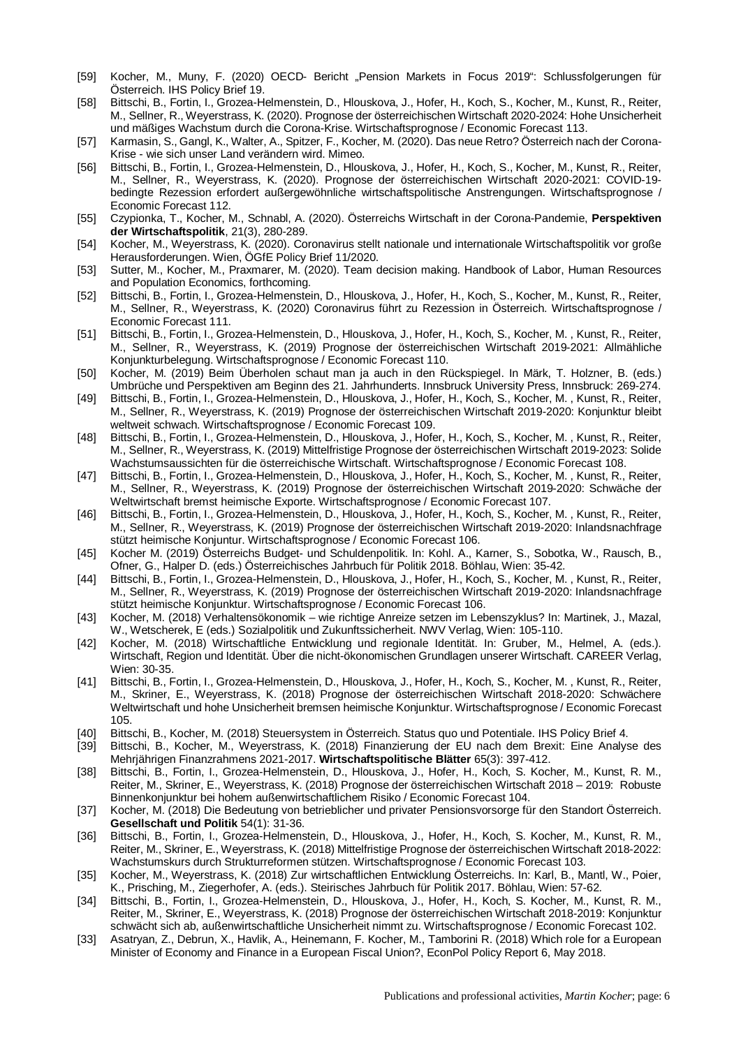[59] Kocher, M., Muny, F. (2020) OECD- Bericht „Pension Markets in Focus 2019“: Schlussfolgerungen für Österreich. IHS Policy Brief 19.

[58] Bittschi, B., Fortin, I., Grozea-Helmenstein, D., Hlouskova, J., Hofer, H., Koch, S., Kocher, M., Kunst, R., Reiter, M., Sellner, R., Weyerstrass, K. (2020). Prognose der österreichischen Wirtschaft 2020-2024: Hohe Unsicherheit und mäßiges Wachstum durch die Corona-Krise. Wirtschaftsprognose / Economic Forecast 113.

[57] Karmasin, S., Gangl, K., Walter, A., Spitzer, F., Kocher, M. (2020). Das neue Retro? Österreich nach der Corona-Krise - wie sich unser Land verändern wird. Mimeo.

[56] Bittschi, B., Fortin, I., Grozea-Helmenstein, D., Hlouskova, J., Hofer, H., Koch, S., Kocher, M., Kunst, R., Reiter, M., Sellner, R., Weyerstrass, K. (2020). Prognose der österreichischen Wirtschaft 2020-2021: COVID-19-bedingte Rezession erfordert außergewöhnliche wirtschaftspolitische Anstrengungen. Wirtschaftsprognose / Economic Forecast 112.

[55] Czypionka, T., Kocher, M., Schnabl, A. (2020). Österreichs Wirtschaft in der Corona-Pandemie, **Perspektiven der Wirtschaftspolitik**, 21(3), 280-289.

[54] Kocher, M., Weyerstrass, K. (2020). Coronavirus stellt nationale und internationale Wirtschaftspolitik vor große Herausforderungen. Wien, ÖGfE Policy Brief 11/2020.

[53] Sutter, M., Kocher, M., Praxmarer, M. (2020). Team decision making. Handbook of Labor, Human Resources and Population Economics, forthcoming.

[52] Bittschi, B., Fortin, I., Grozea-Helmenstein, D., Hlouskova, J., Hofer, H., Koch, S., Kocher, M., Kunst, R., Reiter, M., Sellner, R., Weyerstrass, K. (2020) Coronavirus führt zu Rezession in Österreich. Wirtschaftsprognose / Economic Forecast 111.

[51] Bittschi, B., Fortin, I., Grozea-Helmenstein, D., Hlouskova, J., Hofer, H., Koch, S., Kocher, M. , Kunst, R., Reiter, M., Sellner, R., Weyerstrass, K. (2019) Prognose der österreichischen Wirtschaft 2019-2021: Allmähliche Konjunkturbelegung. Wirtschaftsprognose / Economic Forecast 110.

[50] Kocher, M. (2019) Beim Überholen schaut man ja auch in den Rückspiegel. In Märk, T. Holzner, B. (eds.) Umbrüche und Perspektiven am Beginn des 21. Jahrhunderts. Innsbruck University Press, Innsbruck: 269-274.

[49] Bittschi, B., Fortin, I., Grozea-Helmenstein, D., Hlouskova, J., Hofer, H., Koch, S., Kocher, M. , Kunst, R., Reiter, M., Sellner, R., Weyerstrass, K. (2019) Prognose der österreichischen Wirtschaft 2019-2020: Konjunktur bleibt weltweit schwach. Wirtschaftsprognose / Economic Forecast 109.

[48] Bittschi, B., Fortin, I., Grozea-Helmenstein, D., Hlouskova, J., Hofer, H., Koch, S., Kocher, M. , Kunst, R., Reiter, M., Sellner, R., Weyerstrass, K. (2019) Mittelfristige Prognose der österreichischen Wirtschaft 2019-2023: Solide Wachstumsaussichten für die österreichische Wirtschaft. Wirtschaftsprognose / Economic Forecast 108.

[47] Bittschi, B., Fortin, I., Grozea-Helmenstein, D., Hlouskova, J., Hofer, H., Koch, S., Kocher, M. , Kunst, R., Reiter, M., Sellner, R., Weyerstrass, K. (2019) Prognose der österreichischen Wirtschaft 2019-2020: Schwäche der Weltwirtschaft bremst heimische Exporte. Wirtschaftsprognose / Economic Forecast 107.

[46] Bittschi, B., Fortin, I., Grozea-Helmenstein, D., Hlouskova, J., Hofer, H., Koch, S., Kocher, M. , Kunst, R., Reiter, M., Sellner, R., Weyerstrass, K. (2019) Prognose der österreichischen Wirtschaft 2019-2020: Inlandsnachfrage stützt heimische Konjuntur. Wirtschaftsprognose / Economic Forecast 106.

[45] Kocher M. (2019) Österreichs Budget- und Schuldenpolitik. In: Kohl. A., Karner, S., Sobotka, W., Rausch, B., Ofner, G., Halper D. (eds.) Österreichisches Jahrbuch für Politik 2018. Böhlau, Wien: 35-42.

[44] Bittschi, B., Fortin, I., Grozea-Helmenstein, D., Hlouskova, J., Hofer, H., Koch, S., Kocher, M. , Kunst, R., Reiter, M., Sellner, R., Weyerstrass, K. (2019) Prognose der österreichischen Wirtschaft 2019-2020: Inlandsnachfrage stützt heimische Konjunktur. Wirtschaftsprognose / Economic Forecast 106.

[43] Kocher, M. (2018) Verhaltensökonomik – wie richtige Anreize setzen im Lebenszyklus? In: Martinek, J., Mazal, W., Wetscherek, E (eds.) Sozialpolitik und Zukunftssicherheit. NWV Verlag, Wien: 105-110.

[42] Kocher, M. (2018) Wirtschaftliche Entwicklung und regionale Identität. In: Gruber, M., Helmel, A. (eds.). Wirtschaft, Region und Identität. Über die nicht-ökonomischen Grundlagen unserer Wirtschaft. CAREER Verlag, Wien: 30-35.

[41] Bittschi, B., Fortin, I., Grozea-Helmenstein, D., Hlouskova, J., Hofer, H., Koch, S., Kocher, M. , Kunst, R., Reiter, M., Skriner, E., Weyerstrass, K. (2018) Prognose der österreichischen Wirtschaft 2018-2020: Schwächere Weltwirtschaft und hohe Unsicherheit bremsen heimische Konjunktur. Wirtschaftsprognose / Economic Forecast 105.

[40] Bittschi, B., Kocher, M. (2018) Steuersystem in Österreich. Status quo und Potentiale. IHS Policy Brief 4.

[39] Bittschi, B., Kocher, M., Weyerstrass, K. (2018) Finanzierung der EU nach dem Brexit: Eine Analyse des Mehrjährigen Finanzrahmens 2021-2017. **Wirtschaftspolitische Blätter** 65(3): 397-412.

[38] Bittschi, B., Fortin, I., Grozea-Helmenstein, D., Hlouskova, J., Hofer, H., Koch, S. Kocher, M., Kunst, R. M., Reiter, M., Skriner, E., Weyerstrass, K. (2018) Prognose der österreichischen Wirtschaft 2018 – 2019: Robuste Binnenkonjunktur bei hohem außenwirtschaftlichem Risiko / Economic Forecast 104.

[37] Kocher, M. (2018) Die Bedeutung von betrieblicher und privater Pensionsvorsorge für den Standort Österreich. **Gesellschaft und Politik** 54(1): 31-36.

[36] Bittschi, B., Fortin, I., Grozea-Helmenstein, D., Hlouskova, J., Hofer, H., Koch, S. Kocher, M., Kunst, R. M., Reiter, M., Skriner, E., Weyerstrass, K. (2018) Mittelfristige Prognose der österreichischen Wirtschaft 2018-2022: Wachstumskurs durch Strukturreformen stützen. Wirtschaftsprognose / Economic Forecast 103.

[35] Kocher, M., Weyerstrass, K. (2018) Zur wirtschaftlichen Entwicklung Österreichs. In: Karl, B., Mantl, W., Poier, K., Prisching, M., Ziegerhofer, A. (eds.). Steirisches Jahrbuch für Politik 2017. Böhlau, Wien: 57-62.

[34] Bittschi, B., Fortin, I., Grozea-Helmenstein, D., Hlouskova, J., Hofer, H., Koch, S. Kocher, M., Kunst, R. M., Reiter, M., Skriner, E., Weyerstrass, K. (2018) Prognose der österreichischen Wirtschaft 2018-2019: Konjunktur schwächt sich ab, außenwirtschaftliche Unsicherheit nimmt zu. Wirtschaftsprognose / Economic Forecast 102.

[33] Asatryan, Z., Debrun, X., Havlik, A., Heinemann, F. Kocher, M., Tamborini R. (2018) Which role for a European Minister of Economy and Finance in a European Fiscal Union?, EconPol Policy Report 6, May 2018.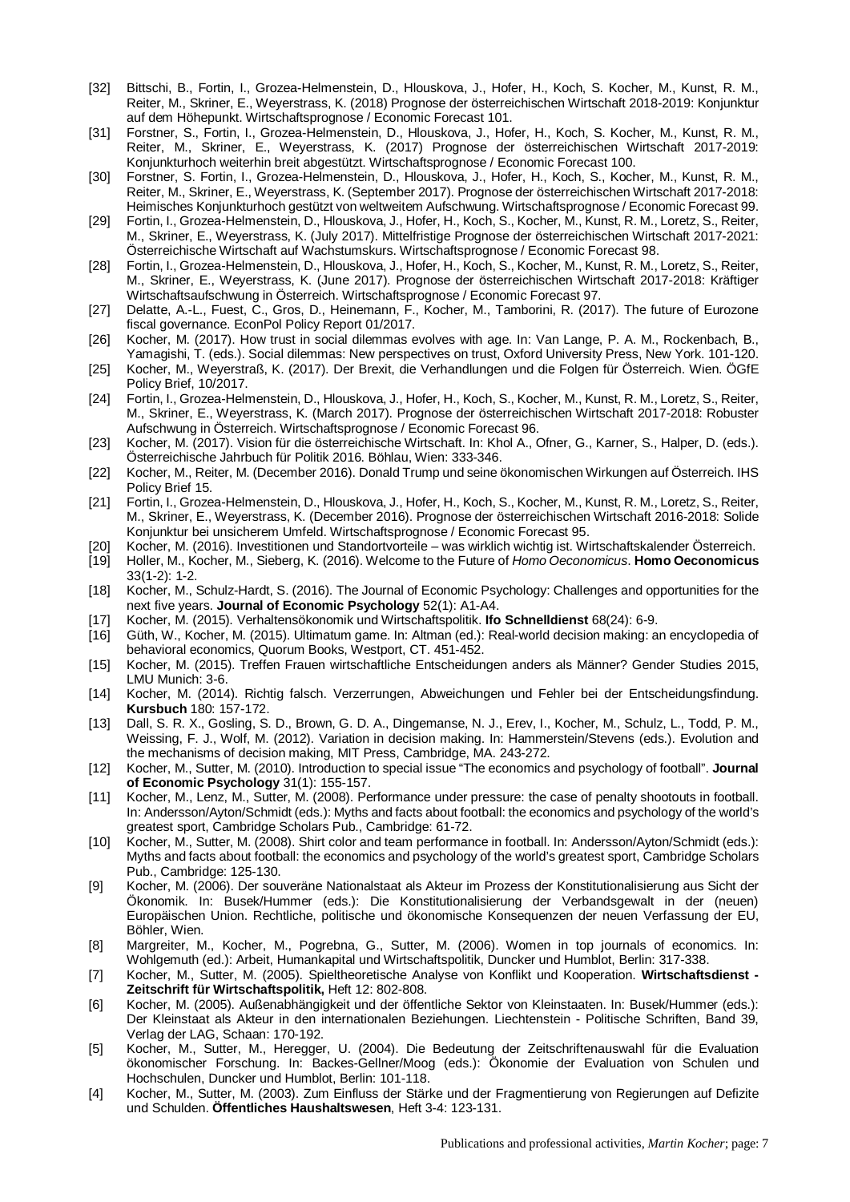[32] Bittschi, B., Fortin, I., Grozea-Helmenstein, D., Hlouskova, J., Hofer, H., Koch, S. Kocher, M., Kunst, R. M., Reiter, M., Skriner, E., Weyerstrass, K. (2018) Prognose der österreichischen Wirtschaft 2018-2019: Konjunktur auf dem Höhepunkt. Wirtschaftsprognose / Economic Forecast 101.

[31] Forstner, S., Fortin, I., Grozea-Helmenstein, D., Hlouskova, J., Hofer, H., Koch, S. Kocher, M., Kunst, R. M., Reiter, M., Skriner, E., Weyerstrass, K. (2017) Prognose der österreichischen Wirtschaft 2017-2019: Konjunkturhoch weiterhin breit abgestützt. Wirtschaftsprognose / Economic Forecast 100.

[30] Forstner, S. Fortin, I., Grozea-Helmenstein, D., Hlouskova, J., Hofer, H., Koch, S., Kocher, M., Kunst, R. M., Reiter, M., Skriner, E., Weyerstrass, K. (September 2017). Prognose der österreichischen Wirtschaft 2017-2018: Heimisches Konjunkturhoch gestützt von weltweitem Aufschwung. Wirtschaftsprognose / Economic Forecast 99.

[29] Fortin, I., Grozea-Helmenstein, D., Hlouskova, J., Hofer, H., Koch, S., Kocher, M., Kunst, R. M., Loretz, S., Reiter, M., Skriner, E., Weyerstrass, K. (July 2017). Mittelfristige Prognose der österreichischen Wirtschaft 2017-2021: Österreichische Wirtschaft auf Wachstumskurs. Wirtschaftsprognose / Economic Forecast 98.

[28] Fortin, I., Grozea-Helmenstein, D., Hlouskova, J., Hofer, H., Koch, S., Kocher, M., Kunst, R. M., Loretz, S., Reiter, M., Skriner, E., Weyerstrass, K. (June 2017). Prognose der österreichischen Wirtschaft 2017-2018: Kräftiger Wirtschaftsaufschwung in Österreich. Wirtschaftsprognose / Economic Forecast 97.

[27] Delatte, A.-L., Fuest, C., Gros, D., Heinemann, F., Kocher, M., Tamborini, R. (2017). The future of Eurozone fiscal governance. EconPol Policy Report 01/2017.

[26] Kocher, M. (2017). How trust in social dilemmas evolves with age. In: Van Lange, P. A. M., Rockenbach, B., Yamagishi, T. (eds.). Social dilemmas: New perspectives on trust, Oxford University Press, New York. 101-120.

[25] Kocher, M., Weyerstraß, K. (2017). Der Brexit, die Verhandlungen und die Folgen für Österreich. Wien. ÖGfE Policy Brief, 10/2017.

[24] Fortin, I., Grozea-Helmenstein, D., Hlouskova, J., Hofer, H., Koch, S., Kocher, M., Kunst, R. M., Loretz, S., Reiter, M., Skriner, E., Weyerstrass, K. (March 2017). Prognose der österreichischen Wirtschaft 2017-2018: Robuster Aufschwung in Österreich. Wirtschaftsprognose / Economic Forecast 96.

[23] Kocher, M. (2017). Vision für die österreichische Wirtschaft. In: Khol A., Ofner, G., Karner, S., Halper, D. (eds.). Österreichische Jahrbuch für Politik 2016. Böhlau, Wien: 333-346.

[22] Kocher, M., Reiter, M. (December 2016). Donald Trump und seine ökonomischen Wirkungen auf Österreich. IHS Policy Brief 15.

[21] Fortin, I., Grozea-Helmenstein, D., Hlouskova, J., Hofer, H., Koch, S., Kocher, M., Kunst, R. M., Loretz, S., Reiter, M., Skriner, E., Weyerstrass, K. (December 2016). Prognose der österreichischen Wirtschaft 2016-2018: Solide Konjunktur bei unsicherem Umfeld. Wirtschaftsprognose / Economic Forecast 95.

[20] Kocher, M. (2016). Investitionen und Standortvorteile – was wirklich wichtig ist. Wirtschaftskalender Österreich.

[19] Holler, M., Kocher, M., Sieberg, K. (2016). Welcome to the Future of *Homo Oeconomicus*. **Homo Oeconomicus** 33(1-2): 1-2.

[18] Kocher, M., Schulz-Hardt, S. (2016). The Journal of Economic Psychology: Challenges and opportunities for the next five years. **Journal of Economic Psychology** 52(1): A1-A4.

[17] Kocher, M. (2015). Verhaltensökonomik und Wirtschaftspolitik. **Ifo Schnelldienst** 68(24): 6-9.

[16] Güth, W., Kocher, M. (2015). Ultimatum game. In: Altman (ed.): Real-world decision making: an encyclopedia of behavioral economics, Quorum Books, Westport, CT. 451-452.

[15] Kocher, M. (2015). Treffen Frauen wirtschaftliche Entscheidungen anders als Männer? Gender Studies 2015, LMU Munich: 3-6.

[14] Kocher, M. (2014). Richtig falsch. Verzerrungen, Abweichungen und Fehler bei der Entscheidungsfindung. **Kursbuch** 180: 157-172.

[13] Dall, S. R. X., Gosling, S. D., Brown, G. D. A., Dingemanse, N. J., Erev, I., Kocher, M., Schulz, L., Todd, P. M., Weissing, F. J., Wolf, M. (2012). Variation in decision making. In: Hammerstein/Stevens (eds.). Evolution and the mechanisms of decision making, MIT Press, Cambridge, MA. 243-272.

[12] Kocher, M., Sutter, M. (2010). Introduction to special issue "The economics and psychology of football". **Journal of Economic Psychology** 31(1): 155-157.

[11] Kocher, M., Lenz, M., Sutter, M. (2008). Performance under pressure: the case of penalty shootouts in football. In: Andersson/Ayton/Schmidt (eds.): Myths and facts about football: the economics and psychology of the world's greatest sport, Cambridge Scholars Pub., Cambridge: 61-72.

[10] Kocher, M., Sutter, M. (2008). Shirt color and team performance in football. In: Andersson/Ayton/Schmidt (eds.): Myths and facts about football: the economics and psychology of the world's greatest sport, Cambridge Scholars Pub., Cambridge: 125-130.

[9] Kocher, M. (2006). Der souveräne Nationalstaat als Akteur im Prozess der Konstitutionalisierung aus Sicht der Ökonomik. In: Busek/Hummer (eds.): Die Konstitutionalisierung der Verbandsgewalt in der (neuen) Europäischen Union. Rechtliche, politische und ökonomische Konsequenzen der neuen Verfassung der EU, Böhler, Wien.

[8] Margreiter, M., Kocher, M., Pogrebna, G., Sutter, M. (2006). Women in top journals of economics. In: Wohlgemuth (ed.): Arbeit, Humankapital und Wirtschaftspolitik, Duncker und Humblot, Berlin: 317-338.

[7] Kocher, M., Sutter, M. (2005). Spieltheoretische Analyse von Konflikt und Kooperation. **Wirtschaftsdienst - Zeitschrift für Wirtschaftspolitik,** Heft 12: 802-808.

[6] Kocher, M. (2005). Außenabhängigkeit und der öffentliche Sektor von Kleinstaaten. In: Busek/Hummer (eds.): Der Kleinstaat als Akteur in den internationalen Beziehungen. Liechtenstein - Politische Schriften, Band 39, Verlag der LAG, Schaan: 170-192.

[5] Kocher, M., Sutter, M., Heregger, U. (2004). Die Bedeutung der Zeitschriftenauswahl für die Evaluation ökonomischer Forschung. In: Backes-Gellner/Moog (eds.): Ökonomie der Evaluation von Schulen und Hochschulen, Duncker und Humblot, Berlin: 101-118.

[4] Kocher, M., Sutter, M. (2003). Zum Einfluss der Stärke und der Fragmentierung von Regierungen auf Defizite und Schulden. **Öffentliches Haushaltswesen**, Heft 3-4: 123-131.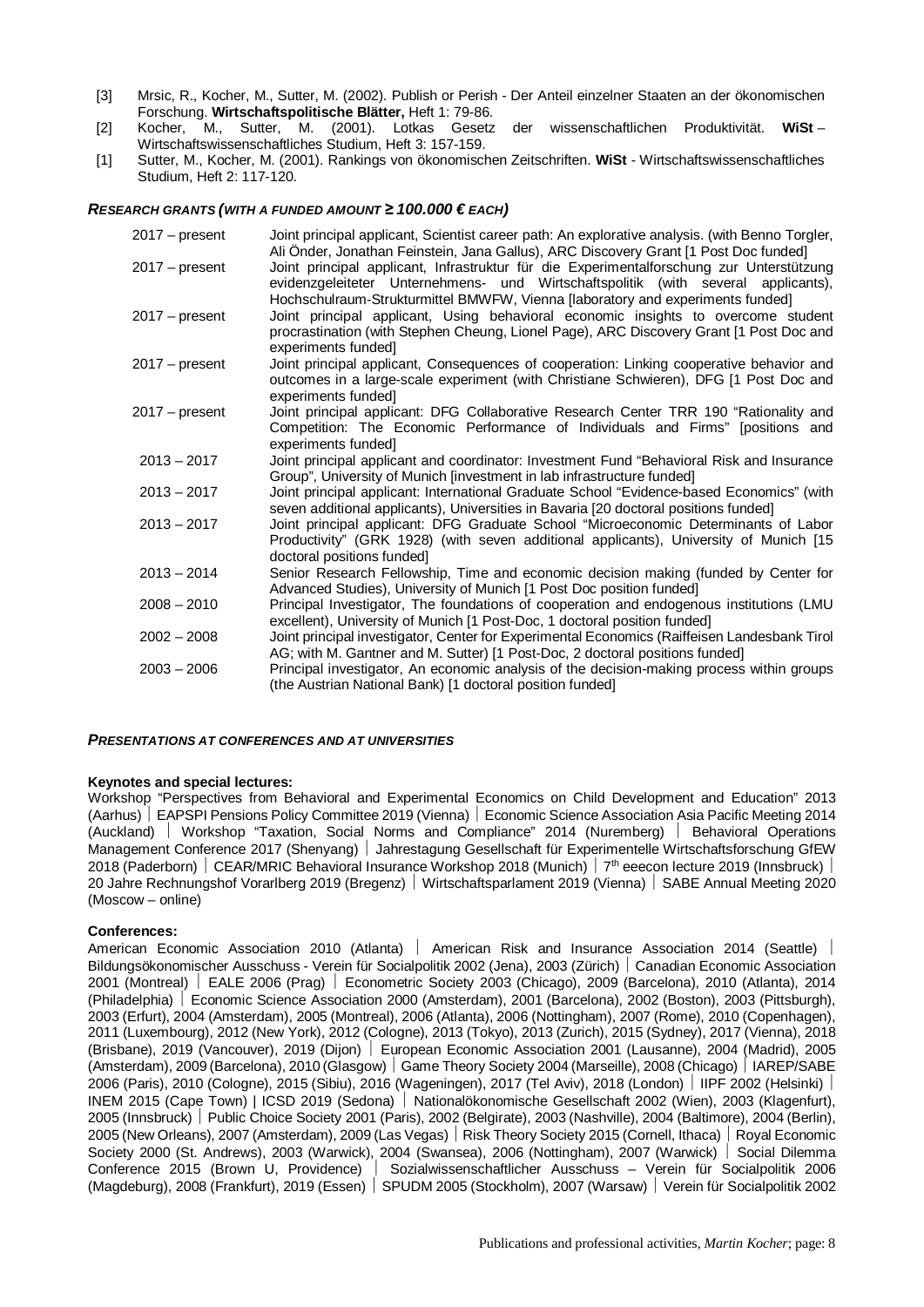[3] Mrsic, R., Kocher, M., Sutter, M. (2002). Publish or Perish - Der Anteil einzelner Staaten an der ökonomischen Forschung. **Wirtschaftspolitische Blätter,** Heft 1: 79-86.

[2] Kocher, M., Sutter, M. (2001). Lotkas Gesetz der wissenschaftlichen Produktivität. **WiSt** – Wirtschaftswissenschaftliches Studium, Heft 3: 157-159.

[1] Sutter, M., Kocher, M. (2001). Rankings von ökonomischen Zeitschriften. **WiSt** - Wirtschaftswissenschaftliches Studium, Heft 2: 117-120.

### *Research grants (with a funded amount ≥ 100.000 € each)*

| | |
|---|---|
| 2017 – present | Joint principal applicant, Scientist career path: An explorative analysis. (with Benno Torgler, Ali Önder, Jonathan Feinstein, Jana Gallus), ARC Discovery Grant [1 Post Doc funded] |
| 2017 – present | Joint principal applicant, Infrastruktur für die Experimentalforschung zur Unterstützung evidenzgeleiteter Unternehmens- und Wirtschaftspolitik (with several applicants), Hochschulraum-Strukturmittel BMWFW, Vienna [laboratory and experiments funded] |
| 2017 – present | Joint principal applicant, Using behavioral economic insights to overcome student procrastination (with Stephen Cheung, Lionel Page), ARC Discovery Grant [1 Post Doc and experiments funded] |
| 2017 – present | Joint principal applicant, Consequences of cooperation: Linking cooperative behavior and outcomes in a large-scale experiment (with Christiane Schwieren), DFG [1 Post Doc and experiments funded] |
| 2017 – present | Joint principal applicant: DFG Collaborative Research Center TRR 190 “Rationality and Competition: The Economic Performance of Individuals and Firms” [positions and experiments funded] |
| 2013 – 2017 | Joint principal applicant and coordinator: Investment Fund “Behavioral Risk and Insurance Group”, University of Munich [investment in lab infrastructure funded] |
| 2013 – 2017 | Joint principal applicant: International Graduate School “Evidence-based Economics” (with seven additional applicants), Universities in Bavaria [20 doctoral positions funded] |
| 2013 – 2017 | Joint principal applicant: DFG Graduate School “Microeconomic Determinants of Labor Productivity” (GRK 1928) (with seven additional applicants), University of Munich [15 doctoral positions funded] |
| 2013 – 2014 | Senior Research Fellowship, Time and economic decision making (funded by Center for Advanced Studies), University of Munich [1 Post Doc position funded] |
| 2008 – 2010 | Principal Investigator, The foundations of cooperation and endogenous institutions (LMU excellent), University of Munich [1 Post-Doc, 1 doctoral position funded] |
| 2002 – 2008 | Joint principal investigator, Center for Experimental Economics (Raiffeisen Landesbank Tirol AG; with M. Gantner and M. Sutter) [1 Post-Doc, 2 doctoral positions funded] |
| 2003 – 2006 | Principal investigator, An economic analysis of the decision-making process within groups (the Austrian National Bank) [1 doctoral position funded] |

### *Presentations at conferences and at universities*

**Keynotes and special lectures:**
Workshop “Perspectives from Behavioral and Experimental Economics on Child Development and Education” 2013 (Aarhus) | EAPSPI Pensions Policy Committee 2019 (Vienna) | Economic Science Association Asia Pacific Meeting 2014 (Auckland) | Workshop “Taxation, Social Norms and Compliance” 2014 (Nuremberg) | Behavioral Operations Management Conference 2017 (Shenyang) | Jahrestagung Gesellschaft für Experimentelle Wirtschaftsforschung GfEW 2018 (Paderborn) | CEAR/MRIC Behavioral Insurance Workshop 2018 (Munich) | 7th eeecon lecture 2019 (Innsbruck) | 20 Jahre Rechnungshof Vorarlberg 2019 (Bregenz) | Wirtschaftsparlament 2019 (Vienna) | SABE Annual Meeting 2020 (Moscow – online)

**Conferences:**
American Economic Association 2010 (Atlanta) | American Risk and Insurance Association 2014 (Seattle) | Bildungsökonomischer Ausschuss - Verein für Socialpolitik 2002 (Jena), 2003 (Zürich) | Canadian Economic Association 2001 (Montreal) | EALE 2006 (Prag) | Econometric Society 2003 (Chicago), 2009 (Barcelona), 2010 (Atlanta), 2014 (Philadelphia) | Economic Science Association 2000 (Amsterdam), 2001 (Barcelona), 2002 (Boston), 2003 (Pittsburgh), 2003 (Erfurt), 2004 (Amsterdam), 2005 (Montreal), 2006 (Atlanta), 2006 (Nottingham), 2007 (Rome), 2010 (Copenhagen), 2011 (Luxembourg), 2012 (New York), 2012 (Cologne), 2013 (Tokyo), 2013 (Zurich), 2015 (Sydney), 2017 (Vienna), 2018 (Brisbane), 2019 (Vancouver), 2019 (Dijon) | European Economic Association 2001 (Lausanne), 2004 (Madrid), 2005 (Amsterdam), 2009 (Barcelona), 2010 (Glasgow) | Game Theory Society 2004 (Marseille), 2008 (Chicago) | IAREP/SABE 2006 (Paris), 2010 (Cologne), 2015 (Sibiu), 2016 (Wageningen), 2017 (Tel Aviv), 2018 (London) | IIPF 2002 (Helsinki) | INEM 2015 (Cape Town) | ICSD 2019 (Sedona) | Nationalökonomische Gesellschaft 2002 (Wien), 2003 (Klagenfurt), 2005 (Innsbruck) | Public Choice Society 2001 (Paris), 2002 (Belgirate), 2003 (Nashville), 2004 (Baltimore), 2004 (Berlin), 2005 (New Orleans), 2007 (Amsterdam), 2009 (Las Vegas) | Risk Theory Society 2015 (Cornell, Ithaca) | Royal Economic Society 2000 (St. Andrews), 2003 (Warwick), 2004 (Swansea), 2006 (Nottingham), 2007 (Warwick) | Social Dilemma Conference 2015 (Brown U, Providence) | Sozialwissenschaftlicher Ausschuss – Verein für Socialpolitik 2006 (Magdeburg), 2008 (Frankfurt), 2019 (Essen) | SPUDM 2005 (Stockholm), 2007 (Warsaw) | Verein für Socialpolitik 2002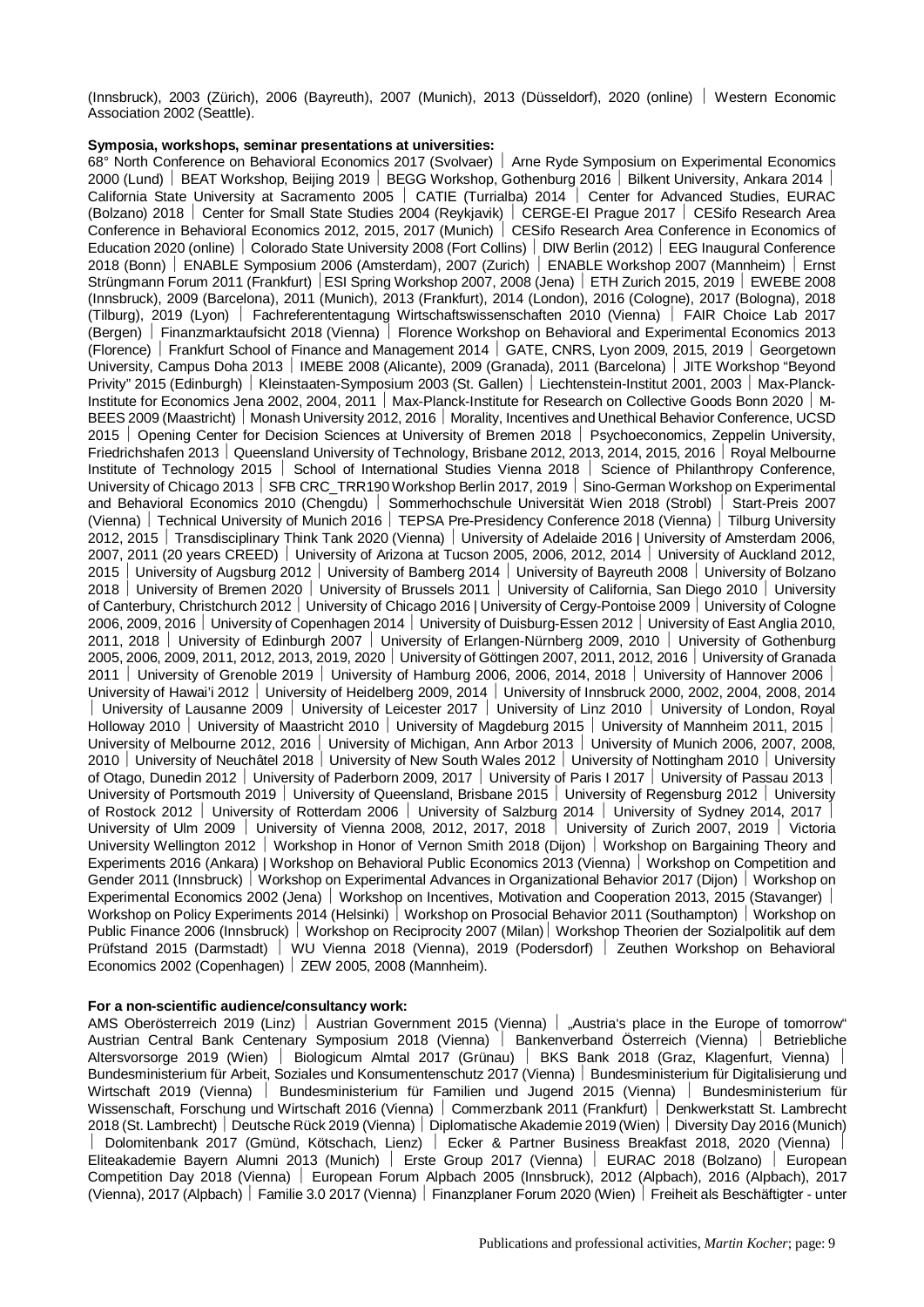(Innsbruck), 2003 (Zürich), 2006 (Bayreuth), 2007 (Munich), 2013 (Düsseldorf), 2020 (online) | Western Economic Association 2002 (Seattle).

**Symposia, workshops, seminar presentations at universities:**
68° North Conference on Behavioral Economics 2017 (Svolvaer) | Arne Ryde Symposium on Experimental Economics 2000 (Lund) | BEAT Workshop, Beijing 2019 | BEGG Workshop, Gothenburg 2016 | Bilkent University, Ankara 2014 | California State University at Sacramento 2005 | CATIE (Turrialba) 2014 | Center for Advanced Studies, EURAC (Bolzano) 2018 | Center for Small State Studies 2004 (Reykjavik) | CERGE-EI Prague 2017 | CESifo Research Area Conference in Behavioral Economics 2012, 2015, 2017 (Munich) | CESifo Research Area Conference in Economics of Education 2020 (online) | Colorado State University 2008 (Fort Collins) | DIW Berlin (2012) | EEG Inaugural Conference 2018 (Bonn) | ENABLE Symposium 2006 (Amsterdam), 2007 (Zurich) | ENABLE Workshop 2007 (Mannheim) | Ernst Strüngmann Forum 2011 (Frankfurt) | ESI Spring Workshop 2007, 2008 (Jena) | ETH Zurich 2015, 2019 | EWEBE 2008 (Innsbruck), 2009 (Barcelona), 2011 (Munich), 2013 (Frankfurt), 2014 (London), 2016 (Cologne), 2017 (Bologna), 2018 (Tilburg), 2019 (Lyon) | Fachreferententagung Wirtschaftswissenschaften 2010 (Vienna) | FAIR Choice Lab 2017 (Bergen) | Finanzmarktaufsicht 2018 (Vienna) | Florence Workshop on Behavioral and Experimental Economics 2013 (Florence) | Frankfurt School of Finance and Management 2014 | GATE, CNRS, Lyon 2009, 2015, 2019 | Georgetown University, Campus Doha 2013 | IMEBE 2008 (Alicante), 2009 (Granada), 2011 (Barcelona) | JITE Workshop "Beyond Privity" 2015 (Edinburgh) | Kleinstaaten-Symposium 2003 (St. Gallen) | Liechtenstein-Institut 2001, 2003 | Max-Planck-Institute for Economics Jena 2002, 2004, 2011 | Max-Planck-Institute for Research on Collective Goods Bonn 2020 | M-BEES 2009 (Maastricht) | Monash University 2012, 2016 | Morality, Incentives and Unethical Behavior Conference, UCSD 2015 | Opening Center for Decision Sciences at University of Bremen 2018 | Psychoeconomics, Zeppelin University, Friedrichshafen 2013 | Queensland University of Technology, Brisbane 2012, 2013, 2014, 2015, 2016 | Royal Melbourne Institute of Technology 2015 | School of International Studies Vienna 2018 | Science of Philanthropy Conference, University of Chicago 2013 | SFB CRC_TRR190 Workshop Berlin 2017, 2019 | Sino-German Workshop on Experimental and Behavioral Economics 2010 (Chengdu) | Sommerhochschule Universität Wien 2018 (Strobl) | Start-Preis 2007 (Vienna) | Technical University of Munich 2016 | TEPSA Pre-Presidency Conference 2018 (Vienna) | Tilburg University 2012, 2015 | Transdisciplinary Think Tank 2020 (Vienna) | University of Adelaide 2016 | University of Amsterdam 2006, 2007, 2011 (20 years CREED) | University of Arizona at Tucson 2005, 2006, 2012, 2014 | University of Auckland 2012, 2015 | University of Augsburg 2012 | University of Bamberg 2014 | University of Bayreuth 2008 | University of Bolzano 2018 | University of Bremen 2020 | University of Brussels 2011 | University of California, San Diego 2010 | University of Canterbury, Christchurch 2012 | University of Chicago 2016 | University of Cergy-Pontoise 2009 | University of Cologne 2006, 2009, 2016 | University of Copenhagen 2014 | University of Duisburg-Essen 2012 | University of East Anglia 2010, 2011, 2018 | University of Edinburgh 2007 | University of Erlangen-Nürnberg 2009, 2010 | University of Gothenburg 2005, 2006, 2009, 2011, 2012, 2013, 2019, 2020 | University of Göttingen 2007, 2011, 2012, 2016 | University of Granada 2011 | University of Grenoble 2019 | University of Hamburg 2006, 2006, 2014, 2018 | University of Hannover 2006 | University of Hawai'i 2012 | University of Heidelberg 2009, 2014 | University of Innsbruck 2000, 2002, 2004, 2008, 2014 | University of Lausanne 2009 | University of Leicester 2017 | University of Linz 2010 | University of London, Royal Holloway 2010 | University of Maastricht 2010 | University of Magdeburg 2015 | University of Mannheim 2011, 2015 | University of Melbourne 2012, 2016 | University of Michigan, Ann Arbor 2013 | University of Munich 2006, 2007, 2008, 2010 | University of Neuchâtel 2018 | University of New South Wales 2012 | University of Nottingham 2010 | University of Otago, Dunedin 2012 | University of Paderborn 2009, 2017 | University of Paris I 2017 | University of Passau 2013 | University of Portsmouth 2019 | University of Queensland, Brisbane 2015 | University of Regensburg 2012 | University of Rostock 2012 | University of Rotterdam 2006 | University of Salzburg 2014 | University of Sydney 2014, 2017 | University of Ulm 2009 | University of Vienna 2008, 2012, 2017, 2018 | University of Zurich 2007, 2019 | Victoria University Wellington 2012 | Workshop in Honor of Vernon Smith 2018 (Dijon) | Workshop on Bargaining Theory and Experiments 2016 (Ankara) | Workshop on Behavioral Public Economics 2013 (Vienna) | Workshop on Competition and Gender 2011 (Innsbruck) | Workshop on Experimental Advances in Organizational Behavior 2017 (Dijon) | Workshop on Experimental Economics 2002 (Jena) | Workshop on Incentives, Motivation and Cooperation 2013, 2015 (Stavanger) | Workshop on Policy Experiments 2014 (Helsinki) | Workshop on Prosocial Behavior 2011 (Southampton) | Workshop on Public Finance 2006 (Innsbruck) | Workshop on Reciprocity 2007 (Milan) | Workshop Theorien der Sozialpolitik auf dem Prüfstand 2015 (Darmstadt) | WU Vienna 2018 (Vienna), 2019 (Podersdorf) | Zeuthen Workshop on Behavioral Economics 2002 (Copenhagen) | ZEW 2005, 2008 (Mannheim).

**For a non-scientific audience/consultancy work:**
AMS Oberösterreich 2019 (Linz) | Austrian Government 2015 (Vienna) | „Austria's place in the Europe of tomorrow" Austrian Central Bank Centenary Symposium 2018 (Vienna) | Bankenverband Österreich (Vienna) | Betriebliche Altersvorsorge 2019 (Wien) | Biologicum Almtal 2017 (Grünau) | BKS Bank 2018 (Graz, Klagenfurt, Vienna) | Bundesministerium für Arbeit, Soziales und Konsumentenschutz 2017 (Vienna) | Bundesministerium für Digitalisierung und Wirtschaft 2019 (Vienna) | Bundesministerium für Familien und Jugend 2015 (Vienna) | Bundesministerium für Wissenschaft, Forschung und Wirtschaft 2016 (Vienna) | Commerzbank 2011 (Frankfurt) | Denkwerkstatt St. Lambrecht 2018 (St. Lambrecht) | Deutsche Rück 2019 (Vienna) | Diplomatische Akademie 2019 (Wien) | Diversity Day 2016 (Munich) | Dolomitenbank 2017 (Gmünd, Kötschach, Lienz) | Ecker & Partner Business Breakfast 2018, 2020 (Vienna) | Eliteakademie Bayern Alumni 2013 (Munich) | Erste Group 2017 (Vienna) | EURAC 2018 (Bolzano) | European Competition Day 2018 (Vienna) | European Forum Alpbach 2005 (Innsbruck), 2012 (Alpbach), 2016 (Alpbach), 2017 (Vienna), 2017 (Alpbach) | Familie 3.0 2017 (Vienna) | Finanzplaner Forum 2020 (Wien) | Freiheit als Beschäftigter - unter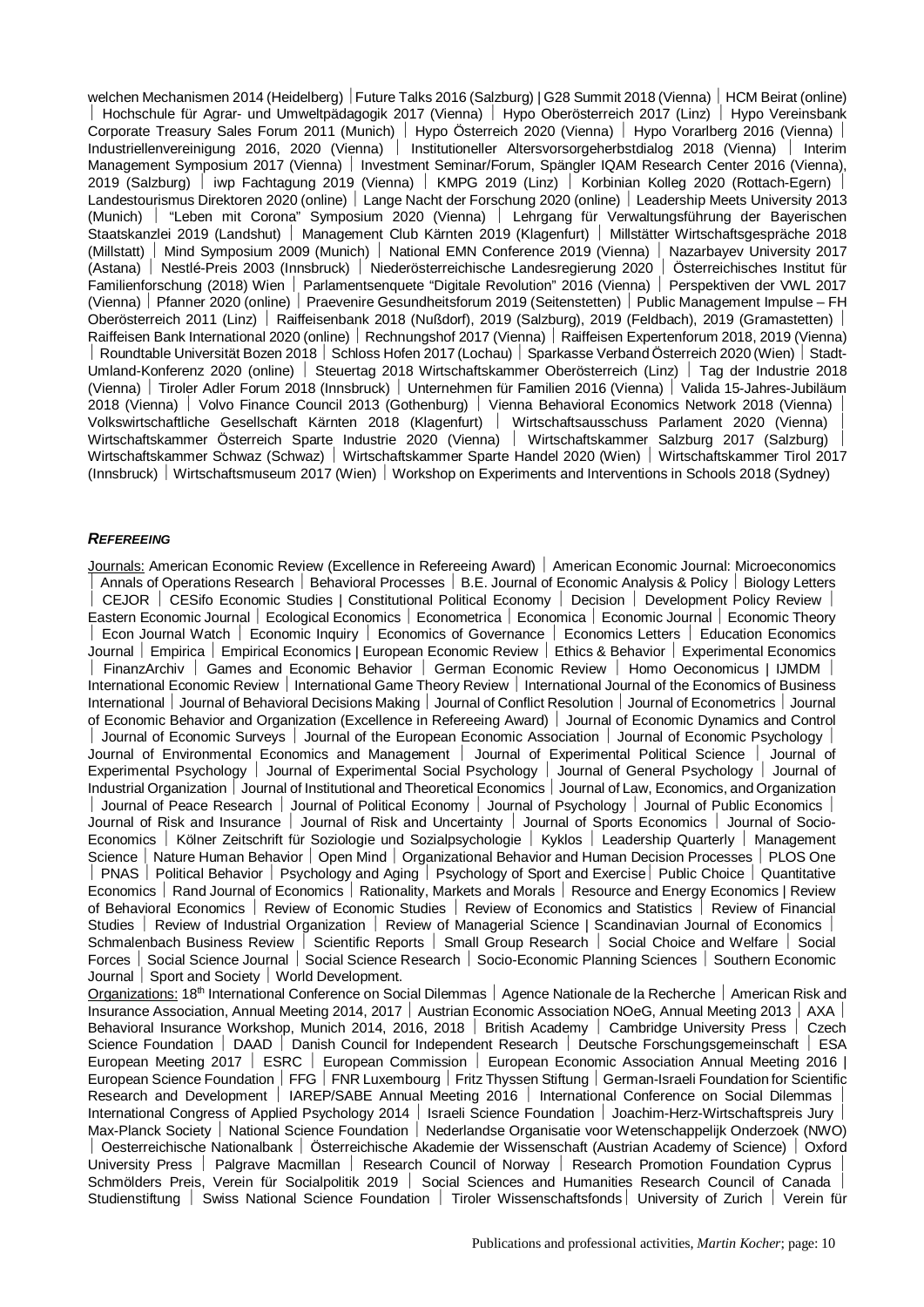welchen Mechanismen 2014 (Heidelberg) | Future Talks 2016 (Salzburg) | G28 Summit 2018 (Vienna) | HCM Beirat (online) | Hochschule für Agrar- und Umweltpädagogik 2017 (Vienna) | Hypo Oberösterreich 2017 (Linz) | Hypo Vereinsbank Corporate Treasury Sales Forum 2011 (Munich) | Hypo Österreich 2020 (Vienna) | Hypo Vorarlberg 2016 (Vienna) | Industriellenvereinigung 2016, 2020 (Vienna) | Institutioneller Altersvorsorgeherbstdialog 2018 (Vienna) | Interim Management Symposium 2017 (Vienna) | Investment Seminar/Forum, Spängler IQAM Research Center 2016 (Vienna), 2019 (Salzburg) | iwp Fachtagung 2019 (Vienna) | KMPG 2019 (Linz) | Korbinian Kolleg 2020 (Rottach-Egern) | Landestourismus Direktoren 2020 (online) | Lange Nacht der Forschung 2020 (online) | Leadership Meets University 2013 (Munich) | "Leben mit Corona" Symposium 2020 (Vienna) | Lehrgang für Verwaltungsführung der Bayerischen Staatskanzlei 2019 (Landshut) | Management Club Kärnten 2019 (Klagenfurt) | Millstätter Wirtschaftsgespräche 2018 (Millstatt) | Mind Symposium 2009 (Munich) | National EMN Conference 2019 (Vienna) | Nazarbayev University 2017 (Astana) | Nestlé-Preis 2003 (Innsbruck) | Niederösterreichische Landesregierung 2020 | Österreichisches Institut für Familienforschung (2018) Wien | Parlamentsenquete "Digitale Revolution" 2016 (Vienna) | Perspektiven der VWL 2017 (Vienna) | Pfanner 2020 (online) | Praevenire Gesundheitsforum 2019 (Seitenstetten) | Public Management Impulse – FH Oberösterreich 2011 (Linz) | Raiffeisenbank 2018 (Nußdorf), 2019 (Salzburg), 2019 (Feldbach), 2019 (Gramastetten) | Raiffeisen Bank International 2020 (online) | Rechnungshof 2017 (Vienna) | Raiffeisen Expertenforum 2018, 2019 (Vienna) | Roundtable Universität Bozen 2018 | Schloss Hofen 2017 (Lochau) | Sparkasse Verband Österreich 2020 (Wien) | Stadt-Umland-Konferenz 2020 (online) | Steuertag 2018 Wirtschaftskammer Oberösterreich (Linz) | Tag der Industrie 2018 (Vienna) | Tiroler Adler Forum 2018 (Innsbruck) | Unternehmen für Familien 2016 (Vienna) | Valida 15-Jahres-Jubiläum 2018 (Vienna) | Volvo Finance Council 2013 (Gothenburg) | Vienna Behavioral Economics Network 2018 (Vienna) | Volkswirtschaftliche Gesellschaft Kärnten 2018 (Klagenfurt) | Wirtschaftsausschuss Parlament 2020 (Vienna) | Wirtschaftskammer Österreich Sparte Industrie 2020 (Vienna) | Wirtschaftskammer Salzburg 2017 (Salzburg) | Wirtschaftskammer Schwaz (Schwaz) | Wirtschaftskammer Sparte Handel 2020 (Wien) | Wirtschaftskammer Tirol 2017 (Innsbruck) | Wirtschaftsmuseum 2017 (Wien) | Workshop on Experiments and Interventions in Schools 2018 (Sydney)

### ***REFEREEING***

Journals: American Economic Review (Excellence in Refereeing Award) | American Economic Journal: Microeconomics | Annals of Operations Research | Behavioral Processes | B.E. Journal of Economic Analysis & Policy | Biology Letters | CEJOR | CESifo Economic Studies | Constitutional Political Economy | Decision | Development Policy Review | Eastern Economic Journal | Ecological Economics | Econometrica | Economica | Economic Journal | Economic Theory | Econ Journal Watch | Economic Inquiry | Economics of Governance | Economics Letters | Education Economics Journal | Empirica | Empirical Economics | European Economic Review | Ethics & Behavior | Experimental Economics | FinanzArchiv | Games and Economic Behavior | German Economic Review | Homo Oeconomicus | IJMDM | International Economic Review | International Game Theory Review | International Journal of the Economics of Business International | Journal of Behavioral Decisions Making | Journal of Conflict Resolution | Journal of Econometrics | Journal of Economic Behavior and Organization (Excellence in Refereeing Award) | Journal of Economic Dynamics and Control | Journal of Economic Surveys | Journal of the European Economic Association | Journal of Economic Psychology | Journal of Environmental Economics and Management | Journal of Experimental Political Science | Journal of Experimental Psychology | Journal of Experimental Social Psychology | Journal of General Psychology | Journal of Industrial Organization | Journal of Institutional and Theoretical Economics | Journal of Law, Economics, and Organization | Journal of Peace Research | Journal of Political Economy | Journal of Psychology | Journal of Public Economics | Journal of Risk and Insurance | Journal of Risk and Uncertainty | Journal of Sports Economics | Journal of Socio-Economics | Kölner Zeitschrift für Soziologie und Sozialpsychologie | Kyklos | Leadership Quarterly | Management Science | Nature Human Behavior | Open Mind | Organizational Behavior and Human Decision Processes | PLOS One | PNAS | Political Behavior | Psychology and Aging | Psychology of Sport and Exercise | Public Choice | Quantitative Economics | Rand Journal of Economics | Rationality, Markets and Morals | Resource and Energy Economics | Review of Behavioral Economics | Review of Economic Studies | Review of Economics and Statistics | Review of Financial Studies | Review of Industrial Organization | Review of Managerial Science | Scandinavian Journal of Economics | Schmalenbach Business Review | Scientific Reports | Small Group Research | Social Choice and Welfare | Social Forces | Social Science Journal | Social Science Research | Socio-Economic Planning Sciences | Southern Economic Journal | Sport and Society | World Development.

Organizations: 18th International Conference on Social Dilemmas | Agence Nationale de la Recherche | American Risk and Insurance Association, Annual Meeting 2014, 2017 | Austrian Economic Association NOeG, Annual Meeting 2013 | AXA | Behavioral Insurance Workshop, Munich 2014, 2016, 2018 | British Academy | Cambridge University Press | Czech Science Foundation | DAAD | Danish Council for Independent Research | Deutsche Forschungsgemeinschaft | ESA European Meeting 2017 | ESRC | European Commission | European Economic Association Annual Meeting 2016 | European Science Foundation | FFG | FNR Luxembourg | Fritz Thyssen Stiftung | German-Israeli Foundation for Scientific Research and Development | IAREP/SABE Annual Meeting 2016 | International Conference on Social Dilemmas | International Congress of Applied Psychology 2014 | Israeli Science Foundation | Joachim-Herz-Wirtschaftspreis Jury | Max-Planck Society | National Science Foundation | Nederlandse Organisatie voor Wetenschappelijk Onderzoek (NWO) | Oesterreichische Nationalbank | Österreichische Akademie der Wissenschaft (Austrian Academy of Science) | Oxford University Press | Palgrave Macmillan | Research Council of Norway | Research Promotion Foundation Cyprus | Schmölders Preis, Verein für Socialpolitik 2019 | Social Sciences and Humanities Research Council of Canada | Studienstiftung | Swiss National Science Foundation | Tiroler Wissenschaftsfonds | University of Zurich | Verein für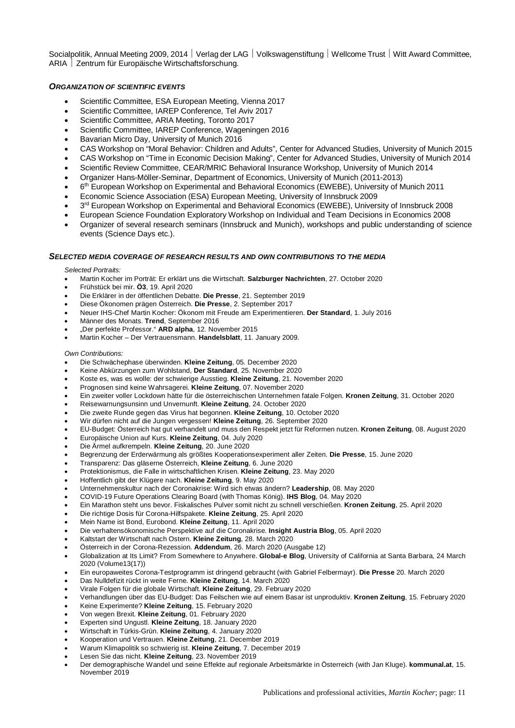Socialpolitik, Annual Meeting 2009, 2014 | Verlag der LAG | Volkswagenstiftung | Wellcome Trust | Witt Award Committee, ARIA | Zentrum für Europäische Wirtschaftsforschung.

### *ORGANIZATION OF SCIENTIFIC EVENTS*

- Scientific Committee, ESA European Meeting, Vienna 2017
- Scientific Committee, IAREP Conference, Tel Aviv 2017
- Scientific Committee, ARIA Meeting, Toronto 2017
- Scientific Committee, IAREP Conference, Wageningen 2016
- Bavarian Micro Day, University of Munich 2016
- CAS Workshop on "Moral Behavior: Children and Adults", Center for Advanced Studies, University of Munich 2015
- CAS Workshop on "Time in Economic Decision Making", Center for Advanced Studies, University of Munich 2014
- Scientific Review Committee, CEAR/MRIC Behavioral Insurance Workshop, University of Munich 2014
- Organizer Hans-Möller-Seminar, Department of Economics, University of Munich (2011-2013)
- 6th European Workshop on Experimental and Behavioral Economics (EWEBE), University of Munich 2011
- Economic Science Association (ESA) European Meeting, University of Innsbruck 2009
- 3rd European Workshop on Experimental and Behavioral Economics (EWEBE), University of Innsbruck 2008
- European Science Foundation Exploratory Workshop on Individual and Team Decisions in Economics 2008
- Organizer of several research seminars (Innsbruck and Munich), workshops and public understanding of science events (Science Days etc.).

### *SELECTED MEDIA COVERAGE OF RESEARCH RESULTS AND OWN CONTRIBUTIONS TO THE MEDIA*

*Selected Portraits:*

- Martin Kocher im Porträt: Er erklärt uns die Wirtschaft. **Salzburger Nachrichten**, 27. October 2020
- Frühstück bei mir. **Ö3**, 19. April 2020
- Die Erklärer in der öffentlichen Debatte. **Die Presse**, 21. September 2019
- Diese Ökonomen prägen Österreich. **Die Presse**, 2. September 2017
- Neuer IHS-Chef Martin Kocher: Ökonom mit Freude am Experimentieren. **Der Standard**, 1. July 2016
- Männer des Monats. **Trend**, September 2016
- „Der perfekte Professor." **ARD alpha**, 12. November 2015
- Martin Kocher – Der Vertrauensmann. **Handelsblatt**, 11. January 2009.

*Own Contributions:*

- Die Schwächephase überwinden. **Kleine Zeitung**, 05. December 2020
- Keine Abkürzungen zum Wohlstand, **Der Standard**, 25. November 2020
- Koste es, was es wolle: der schwierige Ausstieg. **Kleine Zeitung**, 21. November 2020
- Prognosen sind keine Wahrsagerei. **Kleine Zeitung**, 07. November 2020
- Ein zweiter voller Lockdown hätte für die österreichischen Unternehmen fatale Folgen. **Kronen Zeitung**, 31. October 2020
- Reisewarnungsunsinn und Unvernunft. **Kleine Zeitung**, 24. October 2020
- Die zweite Runde gegen das Virus hat begonnen. **Kleine Zeitung**, 10. October 2020
- Wir dürfen nicht auf die Jungen vergessen! **Kleine Zeitung**, 26. September 2020
- EU-Budget: Österreich hat gut verhandelt und muss den Respekt jetzt für Reformen nutzen. **Kronen Zeitung**, 08. August 2020
- Europäische Union auf Kurs. **Kleine Zeitung**, 04. July 2020
- Die Ärmel aufkrempeln. **Kleine Zeitung**, 20. June 2020
- Begrenzung der Erderwärmung als größtes Kooperationsexperiment aller Zeiten. **Die Presse**, 15. June 2020
- Transparenz: Das gläserne Österreich, **Kleine Zeitung**, 6. June 2020
- Protektionismus, die Falle in wirtschaftlichen Krisen. **Kleine Zeitung**, 23. May 2020
- Hoffentlich gibt der Klügere nach. **Kleine Zeitung**, 9. May 2020
- Unternehmenskultur nach der Coronakrise: Wird sich etwas ändern? **Leadership**, 08. May 2020
- COVID-19 Future Operations Clearing Board (with Thomas König). **IHS Blog**, 04. May 2020
- Ein Marathon steht uns bevor. Fiskalisches Pulver somit nicht zu schnell verschießen. **Kronen Zeitung**, 25. April 2020
- Die richtige Dosis für Corona-Hilfspakete. **Kleine Zeitung**, 25. April 2020
- Mein Name ist Bond, Eurobond. **Kleine Zeitung**, 11. April 2020
- Die verhaltensökonomische Perspektive auf die Coronakrise. **Insight Austria Blog**, 05. April 2020
- Kaltstart der Wirtschaft nach Ostern. **Kleine Zeitung**, 28. March 2020
- Österreich in der Corona-Rezession. **Addendum**, 26. March 2020 (Ausgabe 12)
- Globalization at Its Limit? From Somewhere to Anywhere. **Global-e Blog**, University of California at Santa Barbara, 24 March 2020 (Volume13(17))
- Ein europaweites Corona-Testprogramm ist dringend gebraucht (with Gabriel Felbermayr). **Die Presse** 20. March 2020
- Das Nulldefizit rückt in weite Ferne. **Kleine Zeitung**, 14. March 2020
- Virale Folgen für die globale Wirtschaft. **Kleine Zeitung**, 29. February 2020
- Verhandlungen über das EU-Budget: Das Feilschen wie auf einem Basar ist unproduktiv. **Kronen Zeitung**, 15. February 2020
- Keine Experimente? **Kleine Zeitung**, 15. February 2020
- Von wegen Brexit. **Kleine Zeitung**, 01. February 2020
- Experten sind Ungustl. **Kleine Zeitung**, 18. January 2020
- Wirtschaft in Türkis-Grün. **Kleine Zeitung**, 4. January 2020
- Kooperation und Vertrauen. **Kleine Zeitung**, 21. December 2019
- Warum Klimapolitik so schwierig ist. **Kleine Zeitung**, 7. December 2019
- Lesen Sie das nicht. **Kleine Zeitung**, 23. November 2019
- Der demographische Wandel und seine Effekte auf regionale Arbeitsmärkte in Österreich (with Jan Kluge). **kommunal.at**, 15. November 2019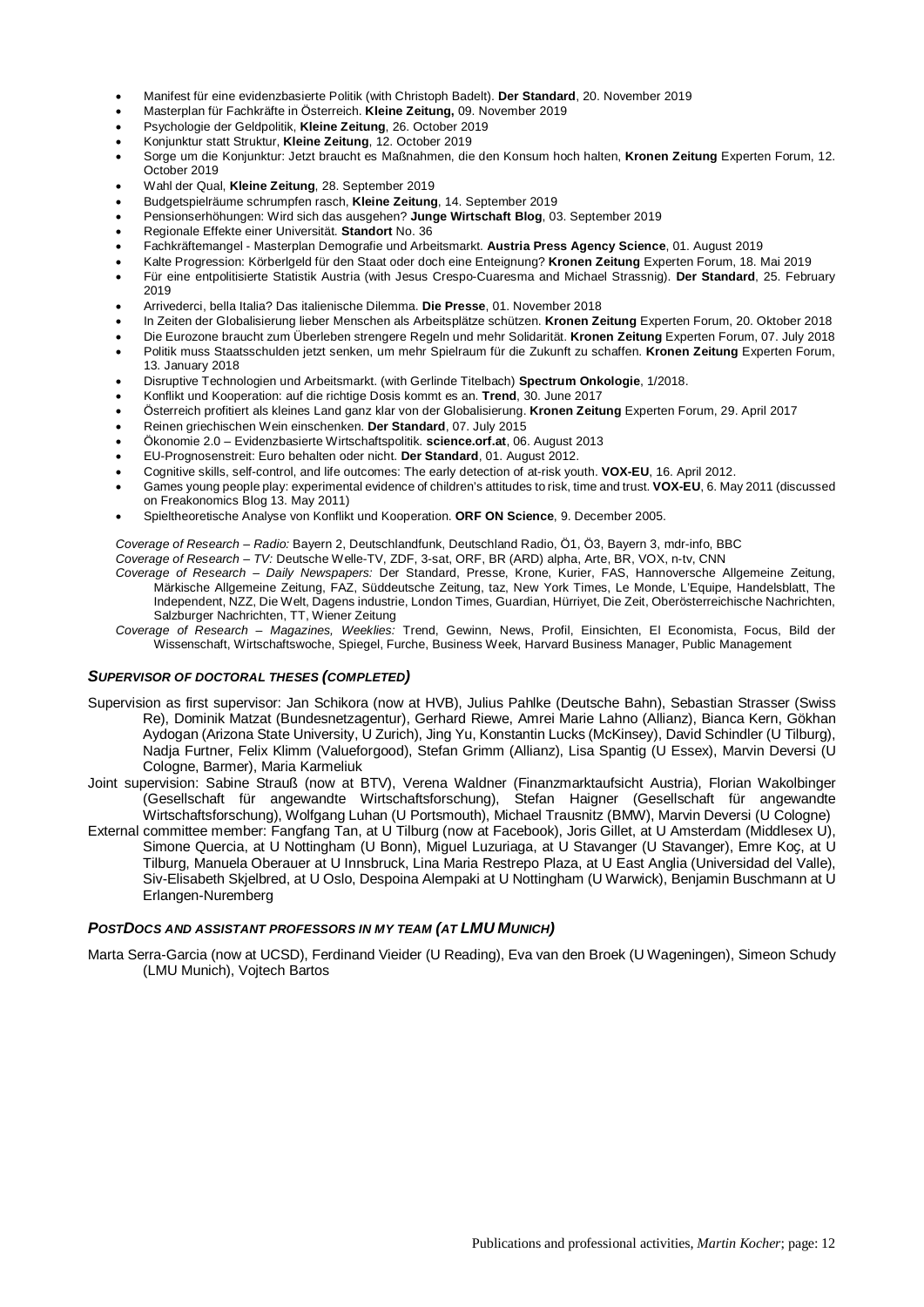- Manifest für eine evidenzbasierte Politik (with Christoph Badelt). **Der Standard**, 20. November 2019
- Masterplan für Fachkräfte in Österreich. **Kleine Zeitung,** 09. November 2019
- Psychologie der Geldpolitik, **Kleine Zeitung**, 26. October 2019
- Konjunktur statt Struktur, **Kleine Zeitung**, 12. October 2019
- Sorge um die Konjunktur: Jetzt braucht es Maßnahmen, die den Konsum hoch halten, **Kronen Zeitung** Experten Forum, 12. October 2019
- Wahl der Qual, **Kleine Zeitung**, 28. September 2019
- Budgetspielräume schrumpfen rasch, **Kleine Zeitung**, 14. September 2019
- Pensionserhöhungen: Wird sich das ausgehen? **Junge Wirtschaft Blog**, 03. September 2019
- Regionale Effekte einer Universität. **Standort** No. 36
- Fachkräftemangel - Masterplan Demografie und Arbeitsmarkt. **Austria Press Agency Science**, 01. August 2019
- Kalte Progression: Körberlgeld für den Staat oder doch eine Enteignung? **Kronen Zeitung** Experten Forum, 18. Mai 2019
- Für eine entpolitisierte Statistik Austria (with Jesus Crespo-Cuaresma and Michael Strassnig). **Der Standard**, 25. February 2019
- Arrivederci, bella Italia? Das italienische Dilemma. **Die Presse**, 01. November 2018
- In Zeiten der Globalisierung lieber Menschen als Arbeitsplätze schützen. **Kronen Zeitung** Experten Forum, 20. Oktober 2018
- Die Eurozone braucht zum Überleben strengere Regeln und mehr Solidarität. **Kronen Zeitung** Experten Forum, 07. July 2018
- Politik muss Staatsschulden jetzt senken, um mehr Spielraum für die Zukunft zu schaffen. **Kronen Zeitung** Experten Forum, 13. January 2018
- Disruptive Technologien und Arbeitsmarkt. (with Gerlinde Titelbach) **Spectrum Onkologie**, 1/2018.
- Konflikt und Kooperation: auf die richtige Dosis kommt es an. **Trend**, 30. June 2017
- Österreich profitiert als kleines Land ganz klar von der Globalisierung. **Kronen Zeitung** Experten Forum, 29. April 2017
- Reinen griechischen Wein einschenken. **Der Standard**, 07. July 2015
- Ökonomie 2.0 – Evidenzbasierte Wirtschaftspolitik. **science.orf.at**, 06. August 2013
- EU-Prognosenstreit: Euro behalten oder nicht. **Der Standard**, 01. August 2012.
- Cognitive skills, self-control, and life outcomes: The early detection of at-risk youth. **VOX-EU**, 16. April 2012.
- Games young people play: experimental evidence of children's attitudes to risk, time and trust. **VOX-EU**, 6. May 2011 (discussed on Freakonomics Blog 13. May 2011)
- Spieltheoretische Analyse von Konflikt und Kooperation. **ORF ON Science**, 9. December 2005.

*Coverage of Research – Radio:* Bayern 2, Deutschlandfunk, Deutschland Radio, Ö1, Ö3, Bayern 3, mdr-info, BBC

*Coverage of Research – TV:* Deutsche Welle-TV, ZDF, 3-sat, ORF, BR (ARD) alpha, Arte, BR, VOX, n-tv, CNN

*Coverage of Research – Daily Newspapers:* Der Standard, Presse, Krone, Kurier, FAS, Hannoversche Allgemeine Zeitung, Märkische Allgemeine Zeitung, FAZ, Süddeutsche Zeitung, taz, New York Times, Le Monde, L'Equipe, Handelsblatt, The Independent, NZZ, Die Welt, Dagens industrie, London Times, Guardian, Hürriyet, Die Zeit, Oberösterreichische Nachrichten, Salzburger Nachrichten, TT, Wiener Zeitung

*Coverage of Research – Magazines, Weeklies:* Trend, Gewinn, News, Profil, Einsichten, El Economista, Focus, Bild der Wissenschaft, Wirtschaftswoche, Spiegel, Furche, Business Week, Harvard Business Manager, Public Management

### *SUPERVISOR OF DOCTORAL THESES (COMPLETED)*

Supervision as first supervisor: Jan Schikora (now at HVB), Julius Pahlke (Deutsche Bahn), Sebastian Strasser (Swiss Re), Dominik Matzat (Bundesnetzagentur), Gerhard Riewe, Amrei Marie Lahno (Allianz), Bianca Kern, Gökhan Aydogan (Arizona State University, U Zurich), Jing Yu, Konstantin Lucks (McKinsey), David Schindler (U Tilburg), Nadja Furtner, Felix Klimm (Valueforgood), Stefan Grimm (Allianz), Lisa Spantig (U Essex), Marvin Deversi (U Cologne, Barmer), Maria Karmeliuk

Joint supervision: Sabine Strauß (now at BTV), Verena Waldner (Finanzmarktaufsicht Austria), Florian Wakolbinger (Gesellschaft für angewandte Wirtschaftsforschung), Stefan Haigner (Gesellschaft für angewandte Wirtschaftsforschung), Wolfgang Luhan (U Portsmouth), Michael Trausnitz (BMW), Marvin Deversi (U Cologne)

External committee member: Fangfang Tan, at U Tilburg (now at Facebook), Joris Gillet, at U Amsterdam (Middlesex U), Simone Quercia, at U Nottingham (U Bonn), Miguel Luzuriaga, at U Stavanger (U Stavanger), Emre Koç, at U Tilburg, Manuela Oberauer at U Innsbruck, Lina Maria Restrepo Plaza, at U East Anglia (Universidad del Valle), Siv-Elisabeth Skjelbred, at U Oslo, Despoina Alempaki at U Nottingham (U Warwick), Benjamin Buschmann at U Erlangen-Nuremberg

### *POSTDOCS AND ASSISTANT PROFESSORS IN MY TEAM (AT LMU MUNICH)*

Marta Serra-Garcia (now at UCSD), Ferdinand Vieider (U Reading), Eva van den Broek (U Wageningen), Simeon Schudy (LMU Munich), Vojtech Bartos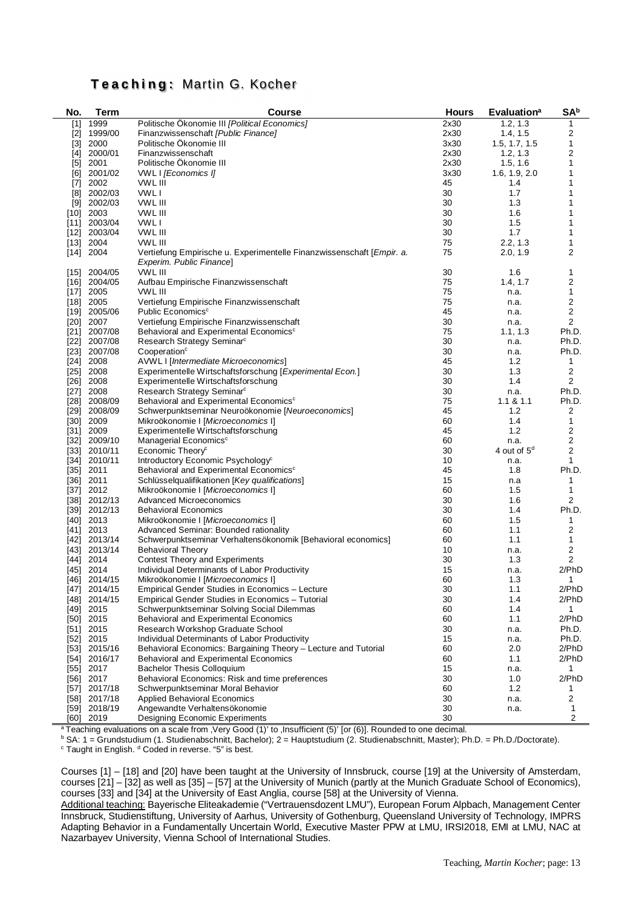## **Teaching:** Martin G. Kocher

| No. | Term | Course | Hours | Evaluation[a] | SA[b] |
|---|---|---|---|---|---|
| [1] | 1999 | Politische Ökonomie III *[Political Economics]* | 2x30 | 1.2, 1.3 | 1 |
| [2] | 1999/00 | Finanzwissenschaft *[Public Finance]* | 2x30 | 1.4, 1.5 | 2 |
| [3] | 2000 | Politische Ökonomie III | 3x30 | 1.5, 1.7, 1.5 | 1 |
| [4] | 2000/01 | Finanzwissenschaft | 2x30 | 1.2, 1.3 | 2 |
| [5] | 2001 | Politische Ökonomie III | 2x30 | 1.5, 1.6 | 1 |
| [6] | 2001/02 | VWL I *[Economics I]* | 3x30 | 1.6, 1.9, 2.0 | 1 |
| [7] | 2002 | VWL III | 45 | 1.4 | 1 |
| [8] | 2002/03 | VWL I | 30 | 1.7 | 1 |
| [9] | 2002/03 | VWL III | 30 | 1.3 | 1 |
| [10] | 2003 | VWL III | 30 | 1.6 | 1 |
| [11] | 2003/04 | VWL I | 30 | 1.5 | 1 |
| [12] | 2003/04 | VWL III | 30 | 1.7 | 1 |
| [13] | 2004 | VWL III | 75 | 2.2, 1.3 | 1 |
| [14] | 2004 | Vertiefung Empirische u. Experimentelle Finanzwissenschaft [*Empir. a. Experim. Public Finance*] | 75 | 2.0, 1.9 | 2 |
| [15] | 2004/05 | VWL III | 30 | 1.6 | 1 |
| [16] | 2004/05 | Aufbau Empirische Finanzwissenschaft | 75 | 1.4, 1.7 | 2 |
| [17] | 2005 | VWL III | 75 | n.a. | 1 |
| [18] | 2005 | Vertiefung Empirische Finanzwissenschaft | 75 | n.a. | 2 |
| [19] | 2005/06 | Public Economics[c] | 45 | n.a. | 2 |
| [20] | 2007 | Vertiefung Empirische Finanzwissenschaft | 30 | n.a. | 2 |
| [21] | 2007/08 | Behavioral and Experimental Economics[c] | 75 | 1.1, 1.3 | Ph.D. |
| [22] | 2007/08 | Research Strategy Seminar[c] | 30 | n.a. | Ph.D. |
| [23] | 2007/08 | Cooperation[c] | 30 | n.a. | Ph.D. |
| [24] | 2008 | AVWL I [*Intermediate Microeconomics*] | 45 | 1.2 | 1 |
| [25] | 2008 | Experimentelle Wirtschaftsforschung [*Experimental Econ.*] | 30 | 1.3 | 2 |
| [26] | 2008 | Experimentelle Wirtschaftsforschung | 30 | 1.4 | 2 |
| [27] | 2008 | Research Strategy Seminar[c] | 30 | n.a. | Ph.D. |
| [28] | 2008/09 | Behavioral and Experimental Economics[c] | 75 | 1.1 & 1.1 | Ph.D. |
| [29] | 2008/09 | Schwerpunktseminar Neuroökonomie [*Neuroeconomics*] | 45 | 1.2 | 2 |
| [30] | 2009 | Mikroökonomie I [*Microeconomics* I] | 60 | 1.4 | 1 |
| [31] | 2009 | Experimentelle Wirtschaftsforschung | 45 | 1.2 | 2 |
| [32] | 2009/10 | Managerial Economics[c] | 60 | n.a. | 2 |
| [33] | 2010/11 | Economic Theory[c] | 30 | 4 out of 5[d] | 2 |
| [34] | 2010/11 | Introductory Economic Psychology[c] | 10 | n.a. | 1 |
| [35] | 2011 | Behavioral and Experimental Economics[c] | 45 | 1.8 | Ph.D. |
| [36] | 2011 | Schlüsselqualifikationen [*Key qualifications*] | 15 | n.a | 1 |
| [37] | 2012 | Mikroökonomie I [*Microeconomics* I] | 60 | 1.5 | 1 |
| [38] | 2012/13 | Advanced Microeconomics | 30 | 1.6 | 2 |
| [39] | 2012/13 | Behavioral Economics | 30 | 1.4 | Ph.D. |
| [40] | 2013 | Mikroökonomie I [*Microeconomics* I] | 60 | 1.5 | 1 |
| [41] | 2013 | Advanced Seminar: Bounded rationality | 60 | 1.1 | 2 |
| [42] | 2013/14 | Schwerpunktseminar Verhaltensökonomik [Behavioral economics] | 60 | 1.1 | 1 |
| [43] | 2013/14 | Behavioral Theory | 10 | n.a. | 2 |
| [44] | 2014 | Contest Theory and Experiments | 30 | 1.3 | 2 |
| [45] | 2014 | Individual Determinants of Labor Productivity | 15 | n.a. | 2/PhD |
| [46] | 2014/15 | Mikroökonomie I [*Microeconomics* I] | 60 | 1.3 | 1 |
| [47] | 2014/15 | Empirical Gender Studies in Economics – Lecture | 30 | 1.1 | 2/PhD |
| [48] | 2014/15 | Empirical Gender Studies in Economics – Tutorial | 30 | 1.4 | 2/PhD |
| [49] | 2015 | Schwerpunktseminar Solving Social Dilemmas | 60 | 1.4 | 1 |
| [50] | 2015 | Behavioral and Experimental Economics | 60 | 1.1 | 2/PhD |
| [51] | 2015 | Research Workshop Graduate School | 30 | n.a. | Ph.D. |
| [52] | 2015 | Individual Determinants of Labor Productivity | 15 | n.a. | Ph.D. |
| [53] | 2015/16 | Behavioral Economics: Bargaining Theory – Lecture and Tutorial | 60 | 2.0 | 2/PhD |
| [54] | 2016/17 | Behavioral and Experimental Economics | 60 | 1.1 | 2/PhD |
| [55] | 2017 | Bachelor Thesis Colloquium | 15 | n.a. | 1 |
| [56] | 2017 | Behavioral Economics: Risk and time preferences | 30 | 1.0 | 2/PhD |
| [57] | 2017/18 | Schwerpunktseminar Moral Behavior | 60 | 1.2 | 1 |
| [58] | 2017/18 | Applied Behavioral Economics | 30 | n.a. | 2 |
| [59] | 2018/19 | Angewandte Verhaltensökonomie | 30 | n.a. | 1 |
| [60] | 2019 | Designing Economic Experiments | 30 | | 2 |

[a] Teaching evaluations on a scale from ‚Very Good (1)' to ‚Insufficient (5)' [or (6)]. Rounded to one decimal.
[b] SA: 1 = Grundstudium (1. Studienabschnitt, Bachelor); 2 = Hauptstudium (2. Studienabschnitt, Master); Ph.D. = Ph.D./Doctorate).
[c] Taught in English. [d] Coded in reverse. "5" is best.

Courses [1] – [18] and [20] have been taught at the University of Innsbruck, course [19] at the University of Amsterdam, courses [21] – [32] as well as [35] – [57] at the University of Munich (partly at the Munich Graduate School of Economics), courses [33] and [34] at the University of East Anglia, course [58] at the University of Vienna.

Additional teaching: Bayerische Eliteakademie ("Vertrauensdozent LMU"), European Forum Alpbach, Management Center Innsbruck, Studienstiftung, University of Aarhus, University of Gothenburg, Queensland University of Technology, IMPRS Adapting Behavior in a Fundamentally Uncertain World, Executive Master PPW at LMU, IRSI2018, EMI at LMU, NAC at Nazarbayev University, Vienna School of International Studies.